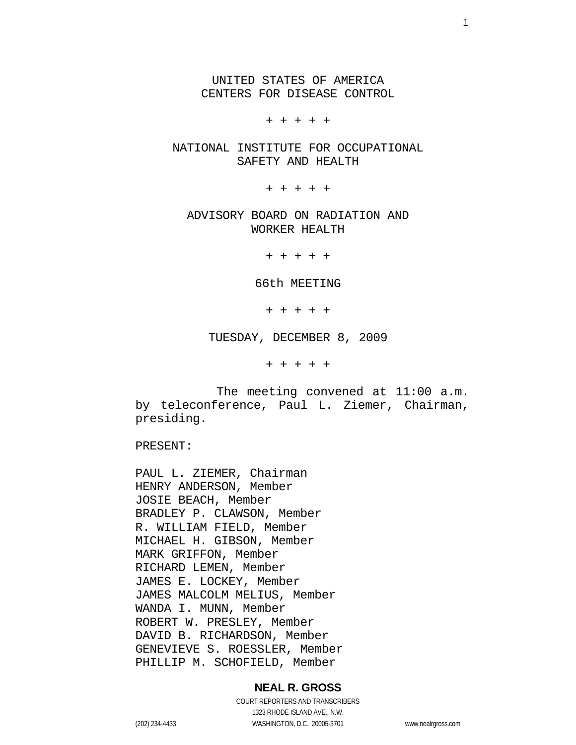UNITED STATES OF AMERICA
CENTERS FOR DISEASE CONTROL

+ + + + +

NATIONAL INSTITUTE FOR OCCUPATIONAL SAFETY AND HEALTH

+ + + + +

ADVISORY BOARD ON RADIATION AND WORKER HEALTH

+ + + + +

66th MEETING

+ + + + +

TUESDAY, DECEMBER 8, 2009

+ + + + +

The meeting convened at 11:00 a.m. by teleconference, Paul L. Ziemer, Chairman, presiding.

PRESENT:

PAUL L. ZIEMER, Chairman
HENRY ANDERSON, Member
JOSIE BEACH, Member
BRADLEY P. CLAWSON, Member
R. WILLIAM FIELD, Member
MICHAEL H. GIBSON, Member
MARK GRIFFON, Member
RICHARD LEMEN, Member
JAMES E. LOCKEY, Member
JAMES MALCOLM MELIUS, Member
WANDA I. MUNN, Member
ROBERT W. PRESLEY, Member
DAVID B. RICHARDSON, Member
GENEVIEVE S. ROESSLER, Member
PHILLIP M. SCHOFIELD, Member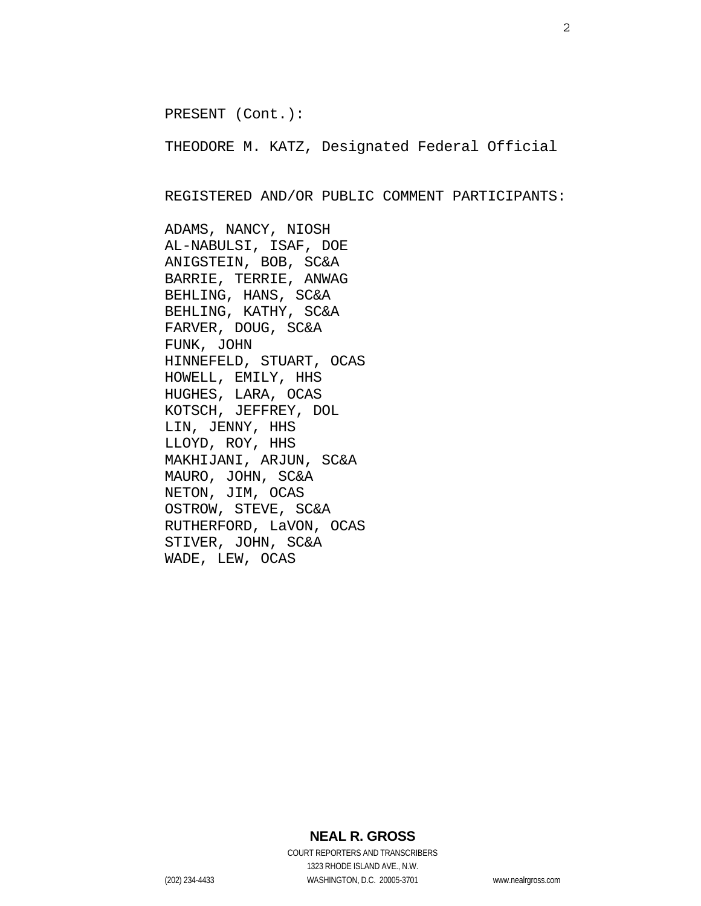PRESENT (Cont.):

THEODORE M. KATZ, Designated Federal Official

REGISTERED AND/OR PUBLIC COMMENT PARTICIPANTS:

ADAMS, NANCY, NIOSH
AL-NABULSI, ISAF, DOE
ANIGSTEIN, BOB, SC&A
BARRIE, TERRIE, ANWAG
BEHLING, HANS, SC&A
BEHLING, KATHY, SC&A
FARVER, DOUG, SC&A
FUNK, JOHN
HINNEFELD, STUART, OCAS
HOWELL, EMILY, HHS
HUGHES, LARA, OCAS
KOTSCH, JEFFREY, DOL
LIN, JENNY, HHS
LLOYD, ROY, HHS
MAKHIJANI, ARJUN, SC&A
MAURO, JOHN, SC&A
NETON, JIM, OCAS
OSTROW, STEVE, SC&A
RUTHERFORD, LaVON, OCAS
STIVER, JOHN, SC&A
WADE, LEW, OCAS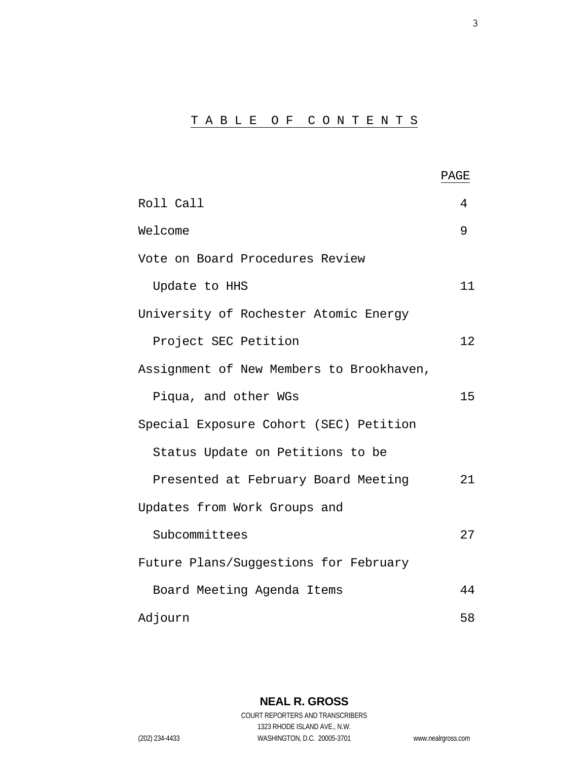# T A B L E   O F   C O N T E N T S

| | PAGE |
|---|---|
| Roll Call | 4 |
| Welcome | 9 |
| Vote on Board Procedures Review Update to HHS | 11 |
| University of Rochester Atomic Energy Project SEC Petition | 12 |
| Assignment of New Members to Brookhaven, Piqua, and other WGs | 15 |
| Special Exposure Cohort (SEC) Petition Status Update on Petitions to be Presented at February Board Meeting | 21 |
| Updates from Work Groups and Subcommittees | 27 |
| Future Plans/Suggestions for February Board Meeting Agenda Items | 44 |
| Adjourn | 58 |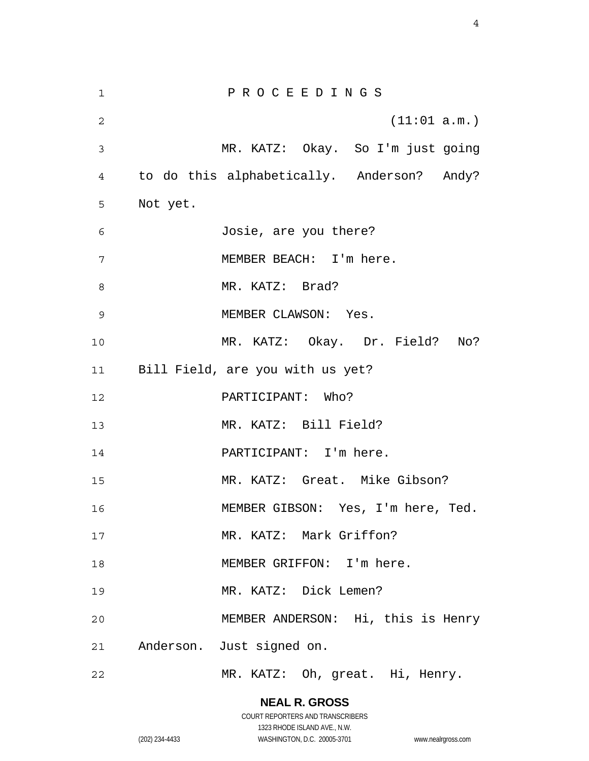P R O C E E D I N G S

(11:01 a.m.)

MR. KATZ: Okay. So I'm just going to do this alphabetically. Anderson? Andy? Not yet.

Josie, are you there?

MEMBER BEACH: I'm here.

MR. KATZ: Brad?

MEMBER CLAWSON: Yes.

MR. KATZ: Okay. Dr. Field? No? Bill Field, are you with us yet?

PARTICIPANT: Who?

MR. KATZ: Bill Field?

PARTICIPANT: I'm here.

MR. KATZ: Great. Mike Gibson?

MEMBER GIBSON: Yes, I'm here, Ted.

MR. KATZ: Mark Griffon?

MEMBER GRIFFON: I'm here.

MR. KATZ: Dick Lemen?

MEMBER ANDERSON: Hi, this is Henry Anderson. Just signed on.

MR. KATZ: Oh, great. Hi, Henry.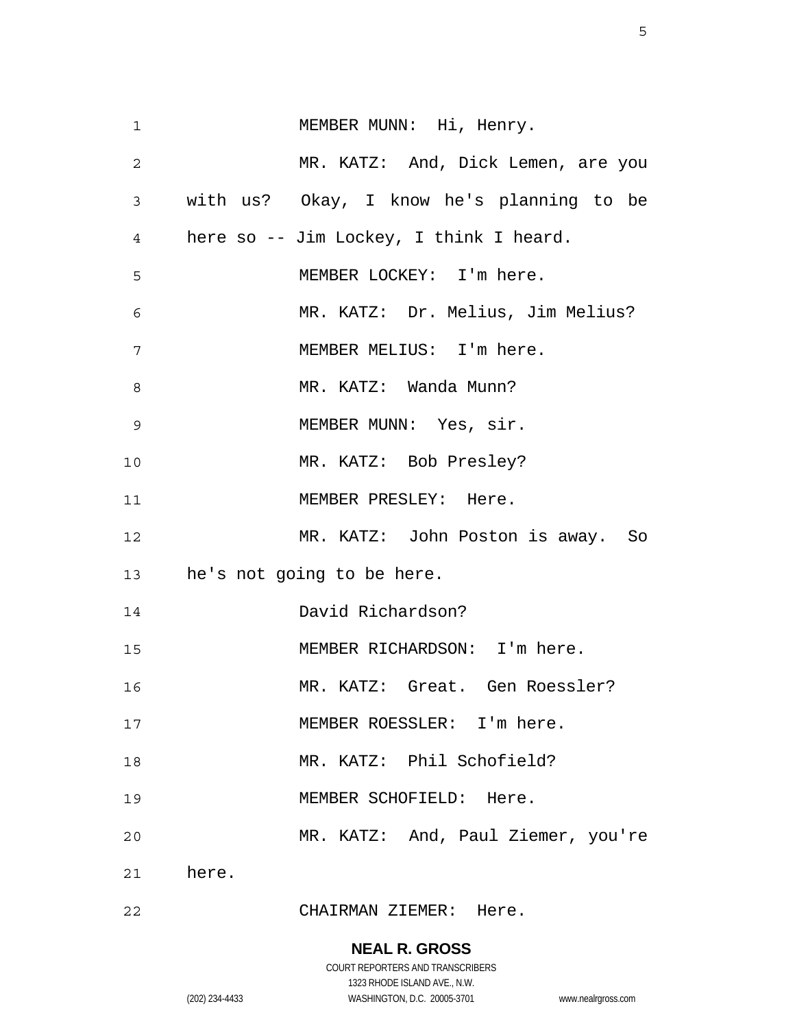MEMBER MUNN: Hi, Henry.

MR. KATZ: And, Dick Lemen, are you with us? Okay, I know he's planning to be here so -- Jim Lockey, I think I heard.

MEMBER LOCKEY: I'm here.

MR. KATZ: Dr. Melius, Jim Melius?

MEMBER MELIUS: I'm here.

MR. KATZ: Wanda Munn?

MEMBER MUNN: Yes, sir.

MR. KATZ: Bob Presley?

MEMBER PRESLEY: Here.

MR. KATZ: John Poston is away. So he's not going to be here.

David Richardson?

MEMBER RICHARDSON: I'm here.

MR. KATZ: Great. Gen Roessler?

MEMBER ROESSLER: I'm here.

MR. KATZ: Phil Schofield?

MEMBER SCHOFIELD: Here.

MR. KATZ: And, Paul Ziemer, you're here.

CHAIRMAN ZIEMER: Here.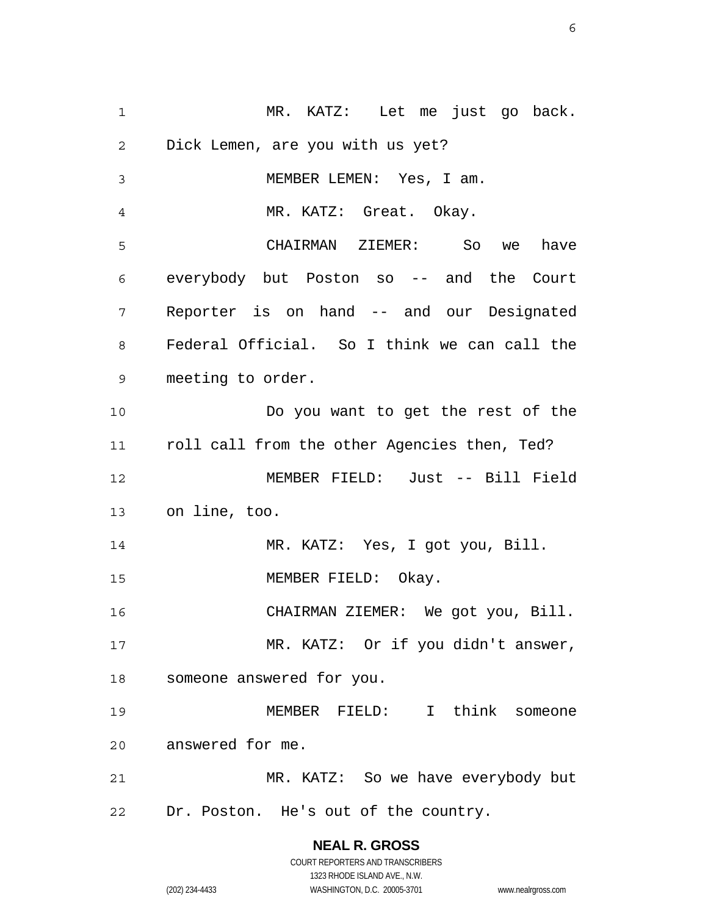MR. KATZ: Let me just go back. Dick Lemen, are you with us yet?

MEMBER LEMEN: Yes, I am.

MR. KATZ: Great. Okay.

CHAIRMAN ZIEMER: So we have everybody but Poston so -- and the Court Reporter is on hand -- and our Designated Federal Official. So I think we can call the meeting to order.

Do you want to get the rest of the roll call from the other Agencies then, Ted?

MEMBER FIELD: Just -- Bill Field on line, too.

MR. KATZ: Yes, I got you, Bill.

MEMBER FIELD: Okay.

CHAIRMAN ZIEMER: We got you, Bill.

MR. KATZ: Or if you didn't answer, someone answered for you.

MEMBER FIELD: I think someone answered for me.

MR. KATZ: So we have everybody but Dr. Poston. He's out of the country.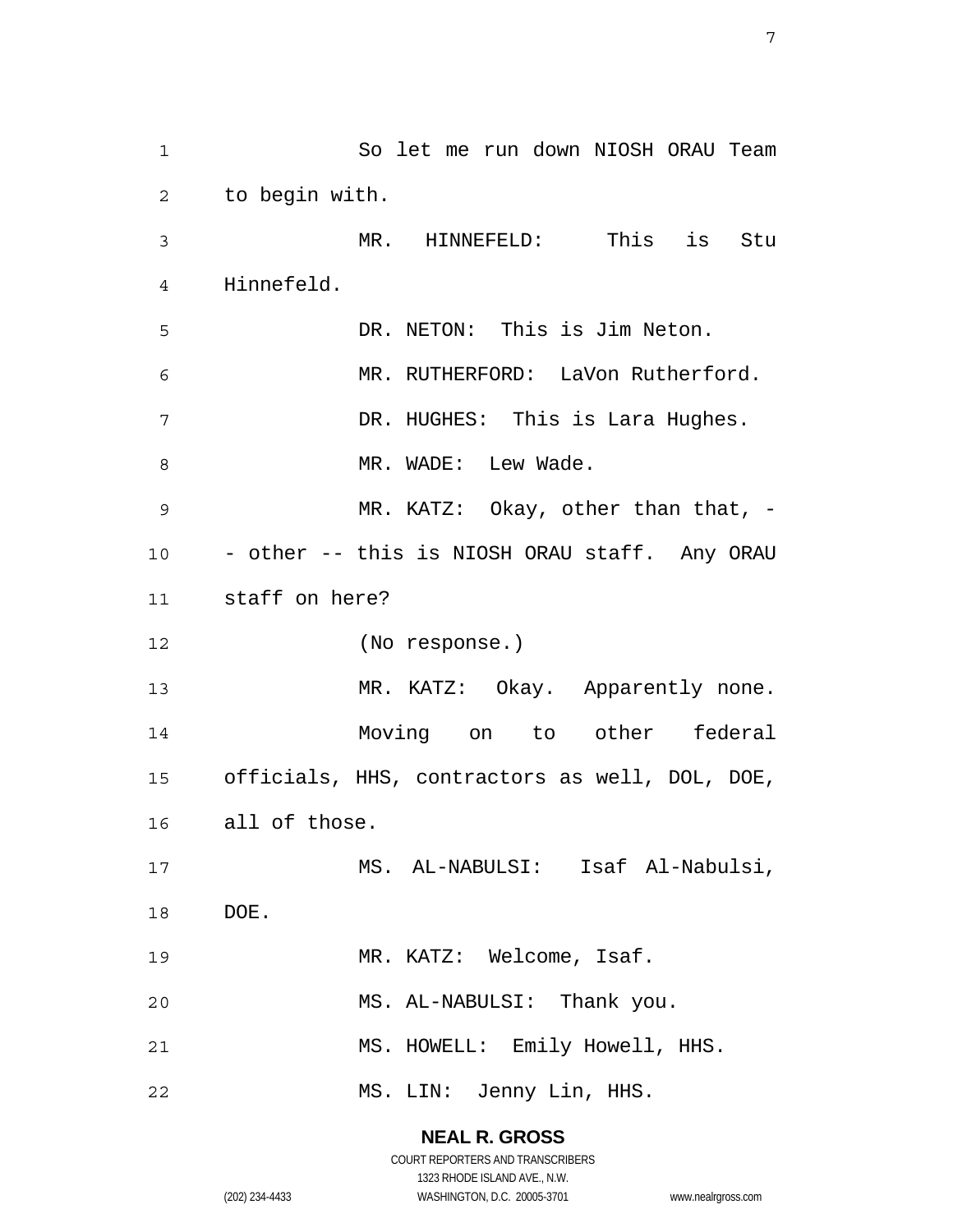So let me run down NIOSH ORAU Team to begin with.

MR. HINNEFELD: This is Stu Hinnefeld.

DR. NETON: This is Jim Neton.

MR. RUTHERFORD: LaVon Rutherford.

DR. HUGHES: This is Lara Hughes.

MR. WADE: Lew Wade.

MR. KATZ: Okay, other than that, -- other -- this is NIOSH ORAU staff. Any ORAU staff on here?

(No response.)

MR. KATZ: Okay. Apparently none.

Moving on to other federal officials, HHS, contractors as well, DOL, DOE, all of those.

MS. AL-NABULSI: Isaf Al-Nabulsi, DOE.

MR. KATZ: Welcome, Isaf.

MS. AL-NABULSI: Thank you.

MS. HOWELL: Emily Howell, HHS.

MS. LIN: Jenny Lin, HHS.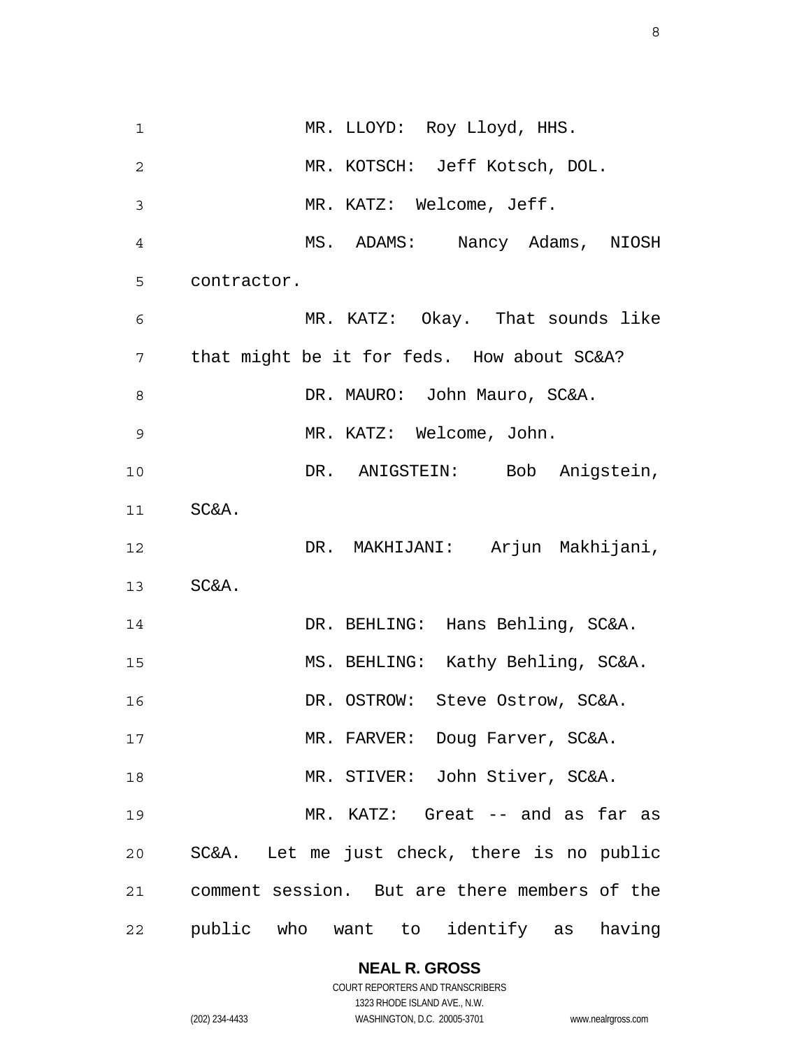MR. LLOYD: Roy Lloyd, HHS.

MR. KOTSCH: Jeff Kotsch, DOL.

MR. KATZ: Welcome, Jeff.

MS. ADAMS: Nancy Adams, NIOSH contractor.

MR. KATZ: Okay. That sounds like that might be it for feds. How about SC&A?

DR. MAURO: John Mauro, SC&A.

MR. KATZ: Welcome, John.

DR. ANIGSTEIN: Bob Anigstein, SC&A.

DR. MAKHIJANI: Arjun Makhijani, SC&A.

DR. BEHLING: Hans Behling, SC&A.

MS. BEHLING: Kathy Behling, SC&A.

DR. OSTROW: Steve Ostrow, SC&A.

MR. FARVER: Doug Farver, SC&A.

MR. STIVER: John Stiver, SC&A.

MR. KATZ: Great -- and as far as SC&A. Let me just check, there is no public comment session. But are there members of the public who want to identify as having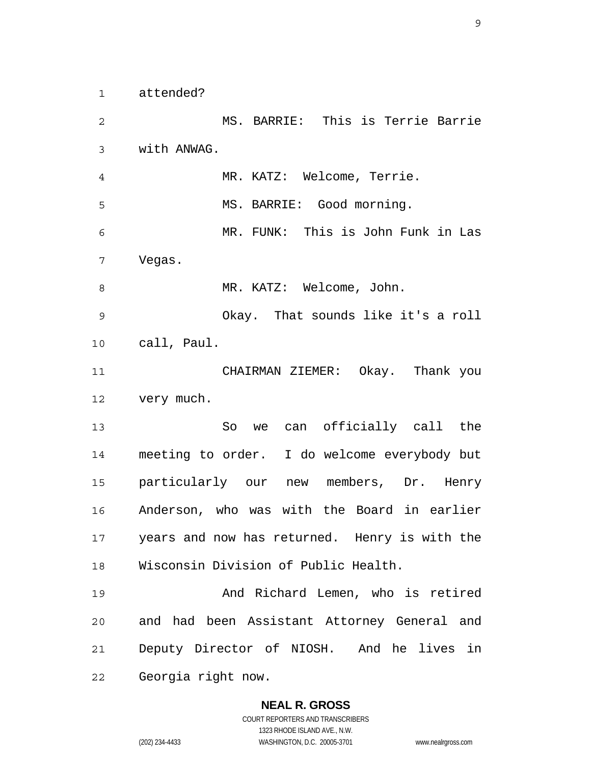attended?

MS. BARRIE: This is Terrie Barrie with ANWAG.

MR. KATZ: Welcome, Terrie.

MS. BARRIE: Good morning.

MR. FUNK: This is John Funk in Las Vegas.

MR. KATZ: Welcome, John.

Okay. That sounds like it's a roll call, Paul.

CHAIRMAN ZIEMER: Okay. Thank you very much.

So we can officially call the meeting to order. I do welcome everybody but particularly our new members, Dr. Henry Anderson, who was with the Board in earlier years and now has returned. Henry is with the Wisconsin Division of Public Health.

And Richard Lemen, who is retired and had been Assistant Attorney General and Deputy Director of NIOSH. And he lives in Georgia right now.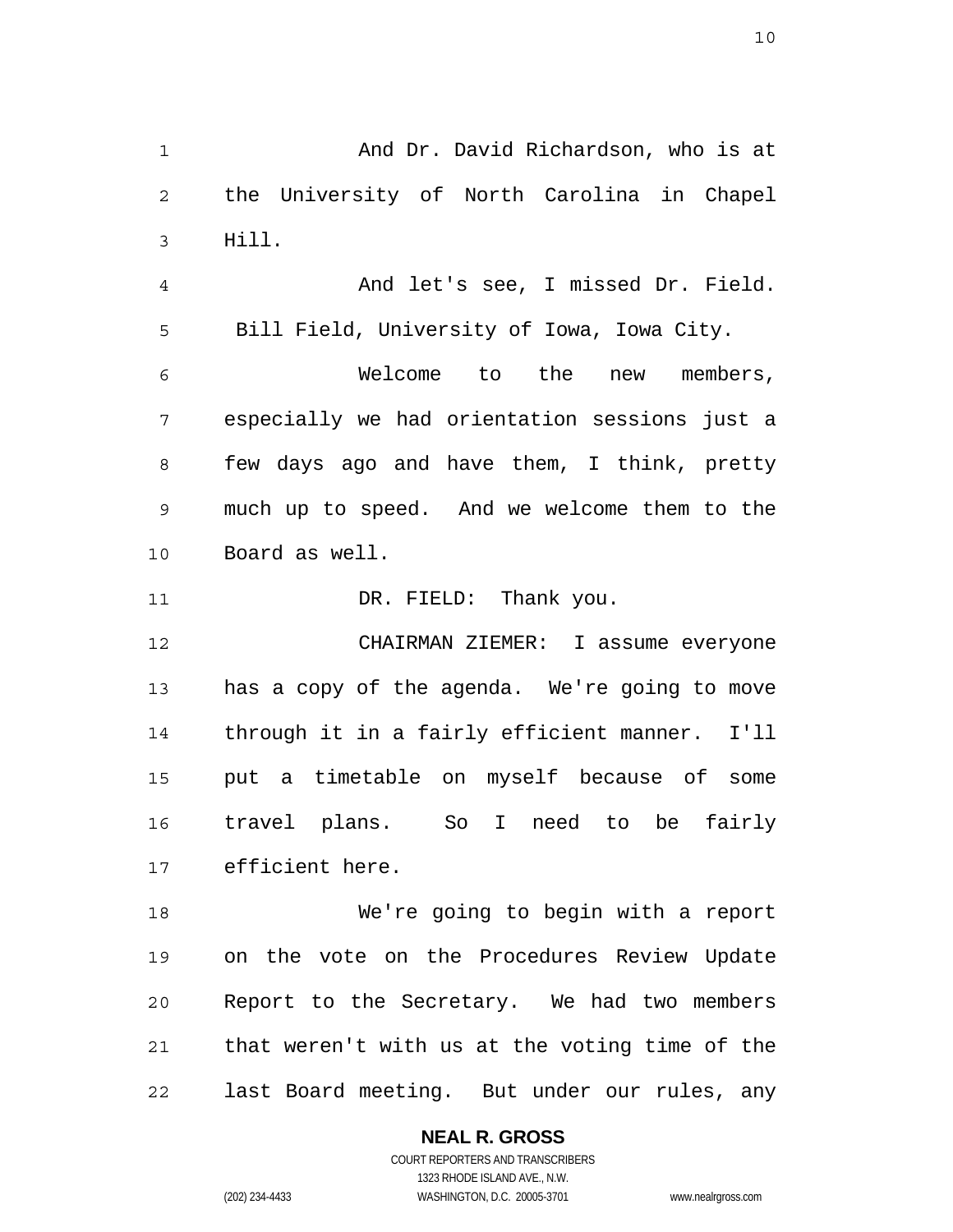And Dr. David Richardson, who is at the University of North Carolina in Chapel Hill.

And let's see, I missed Dr. Field. Bill Field, University of Iowa, Iowa City.

Welcome to the new members, especially we had orientation sessions just a few days ago and have them, I think, pretty much up to speed. And we welcome them to the Board as well.

DR. FIELD: Thank you.

CHAIRMAN ZIEMER: I assume everyone has a copy of the agenda. We're going to move through it in a fairly efficient manner. I'll put a timetable on myself because of some travel plans. So I need to be fairly efficient here.

We're going to begin with a report on the vote on the Procedures Review Update Report to the Secretary. We had two members that weren't with us at the voting time of the last Board meeting. But under our rules, any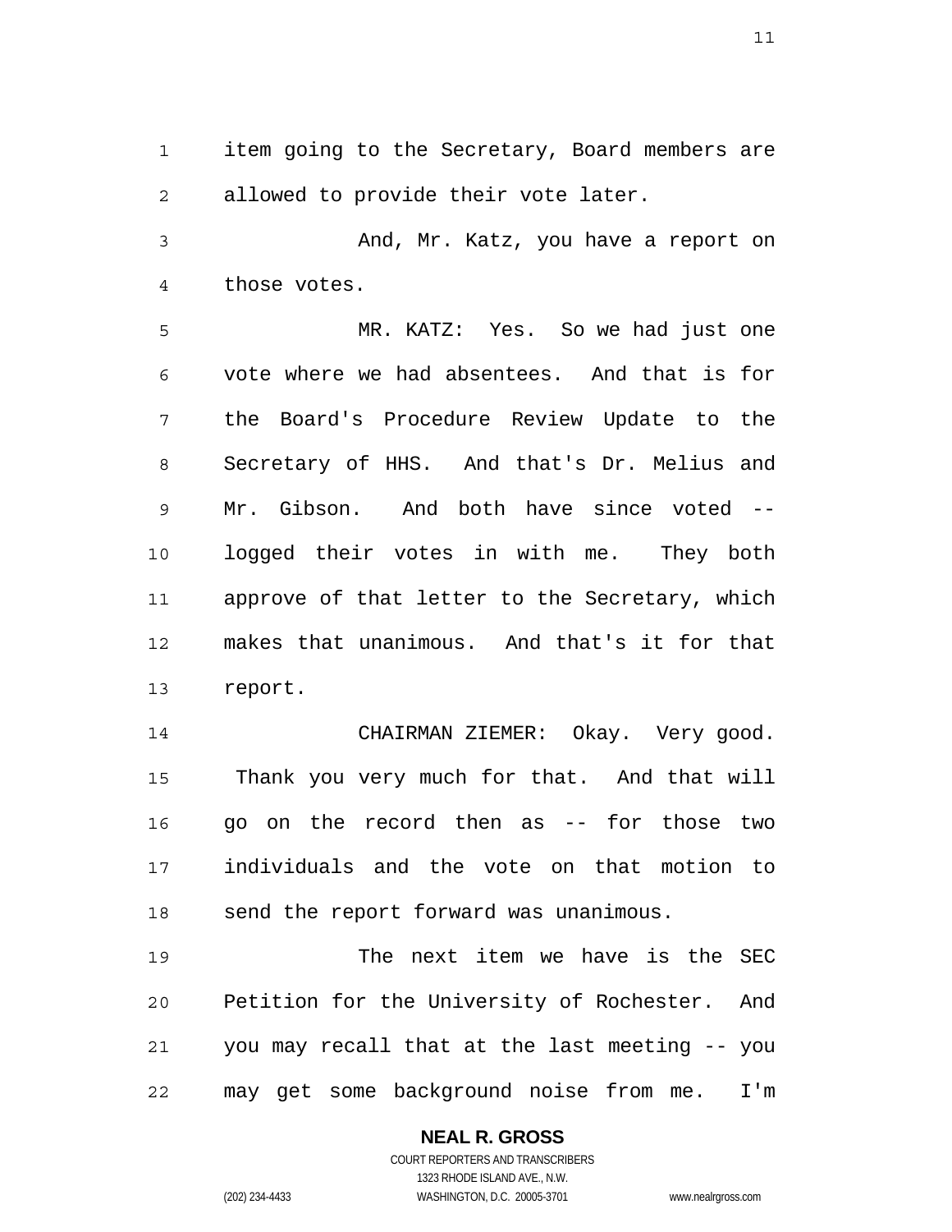item going to the Secretary, Board members are allowed to provide their vote later.

And, Mr. Katz, you have a report on those votes.

MR. KATZ: Yes. So we had just one vote where we had absentees. And that is for the Board's Procedure Review Update to the Secretary of HHS. And that's Dr. Melius and Mr. Gibson. And both have since voted -- logged their votes in with me. They both approve of that letter to the Secretary, which makes that unanimous. And that's it for that report.

CHAIRMAN ZIEMER: Okay. Very good. Thank you very much for that. And that will go on the record then as -- for those two individuals and the vote on that motion to send the report forward was unanimous.

The next item we have is the SEC Petition for the University of Rochester. And you may recall that at the last meeting -- you may get some background noise from me. I'm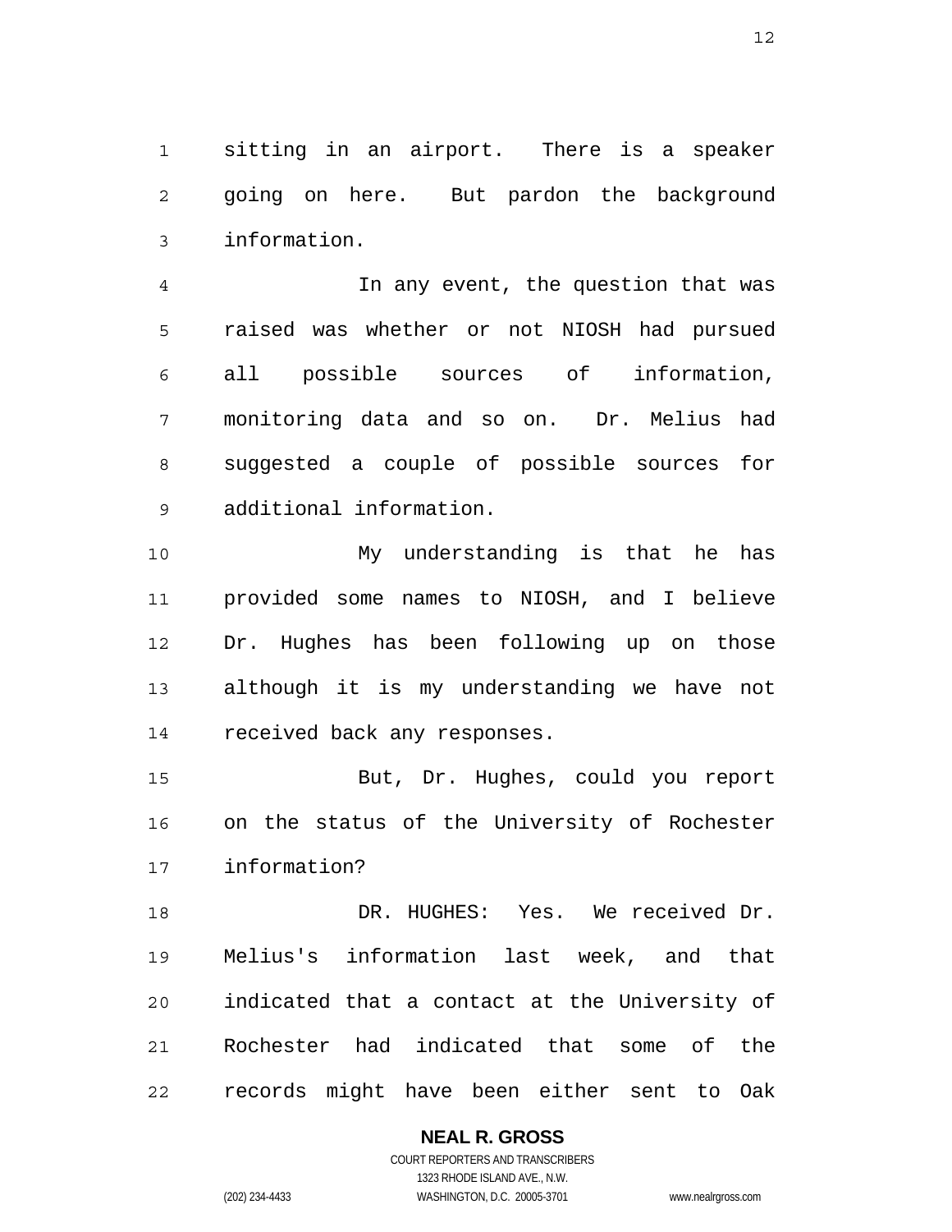sitting in an airport. There is a speaker going on here. But pardon the background information.

In any event, the question that was raised was whether or not NIOSH had pursued all possible sources of information, monitoring data and so on. Dr. Melius had suggested a couple of possible sources for additional information.

My understanding is that he has provided some names to NIOSH, and I believe Dr. Hughes has been following up on those although it is my understanding we have not received back any responses.

But, Dr. Hughes, could you report on the status of the University of Rochester information?

DR. HUGHES: Yes. We received Dr. Melius's information last week, and that indicated that a contact at the University of Rochester had indicated that some of the records might have been either sent to Oak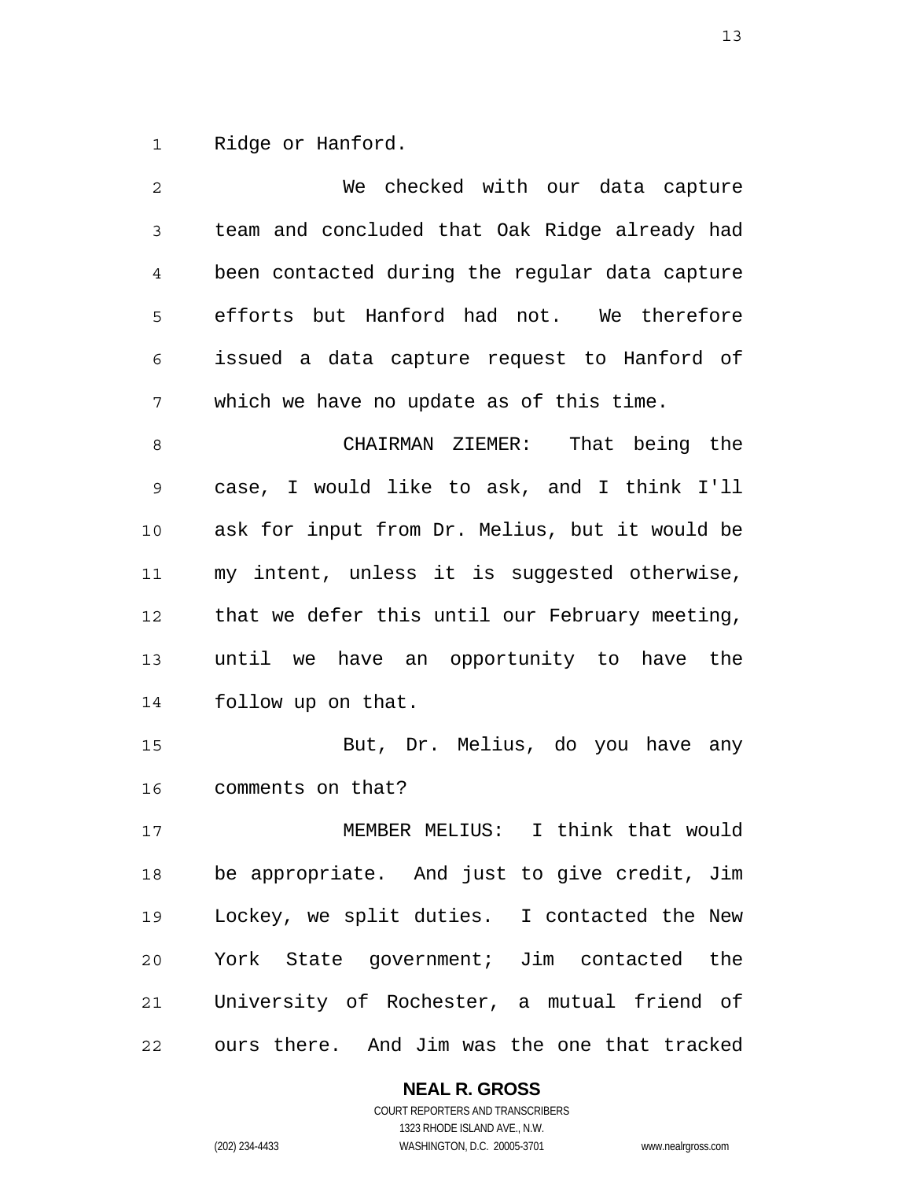Ridge or Hanford.

We checked with our data capture team and concluded that Oak Ridge already had been contacted during the regular data capture efforts but Hanford had not. We therefore issued a data capture request to Hanford of which we have no update as of this time.

CHAIRMAN ZIEMER: That being the case, I would like to ask, and I think I'll ask for input from Dr. Melius, but it would be my intent, unless it is suggested otherwise, that we defer this until our February meeting, until we have an opportunity to have the follow up on that.

But, Dr. Melius, do you have any comments on that?

MEMBER MELIUS: I think that would be appropriate. And just to give credit, Jim Lockey, we split duties. I contacted the New York State government; Jim contacted the University of Rochester, a mutual friend of ours there. And Jim was the one that tracked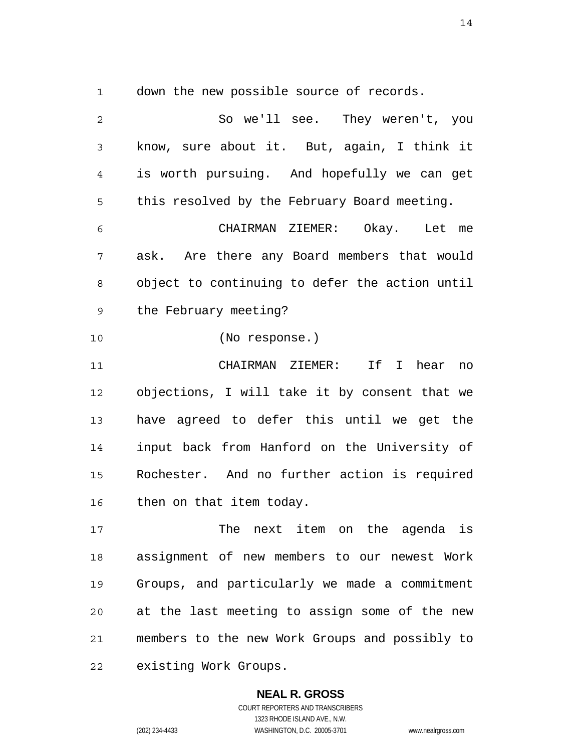down the new possible source of records.

So we'll see. They weren't, you know, sure about it. But, again, I think it is worth pursuing. And hopefully we can get this resolved by the February Board meeting.

CHAIRMAN ZIEMER: Okay. Let me ask. Are there any Board members that would object to continuing to defer the action until the February meeting?

(No response.)

CHAIRMAN ZIEMER: If I hear no objections, I will take it by consent that we have agreed to defer this until we get the input back from Hanford on the University of Rochester. And no further action is required then on that item today.

The next item on the agenda is assignment of new members to our newest Work Groups, and particularly we made a commitment at the last meeting to assign some of the new members to the new Work Groups and possibly to existing Work Groups.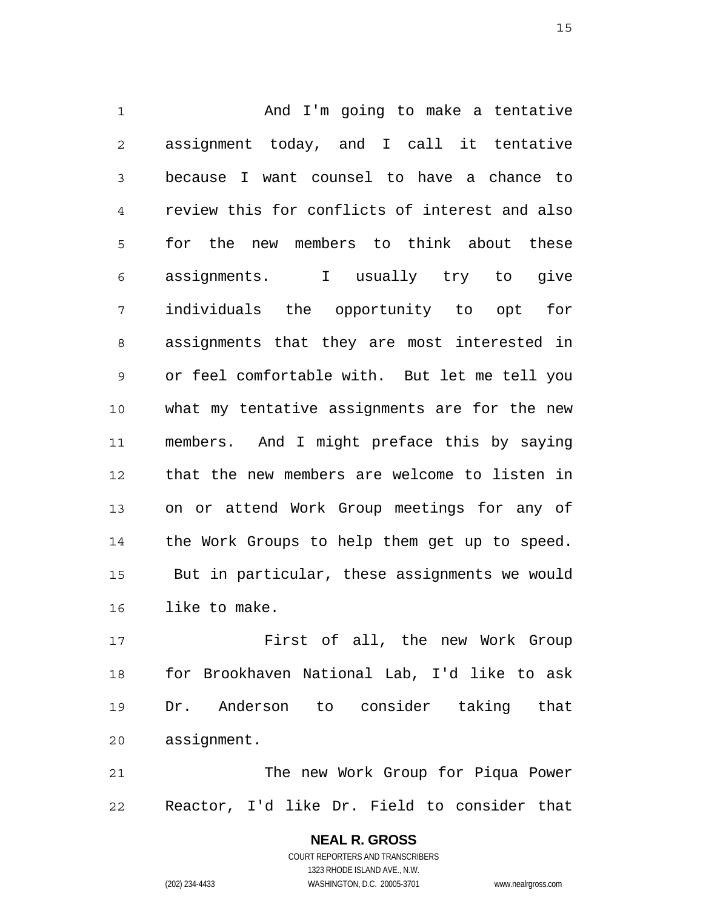And I'm going to make a tentative assignment today, and I call it tentative because I want counsel to have a chance to review this for conflicts of interest and also for the new members to think about these assignments. I usually try to give individuals the opportunity to opt for assignments that they are most interested in or feel comfortable with. But let me tell you what my tentative assignments are for the new members. And I might preface this by saying that the new members are welcome to listen in on or attend Work Group meetings for any of the Work Groups to help them get up to speed. But in particular, these assignments we would like to make.

First of all, the new Work Group for Brookhaven National Lab, I'd like to ask Dr. Anderson to consider taking that assignment.

The new Work Group for Piqua Power Reactor, I'd like Dr. Field to consider that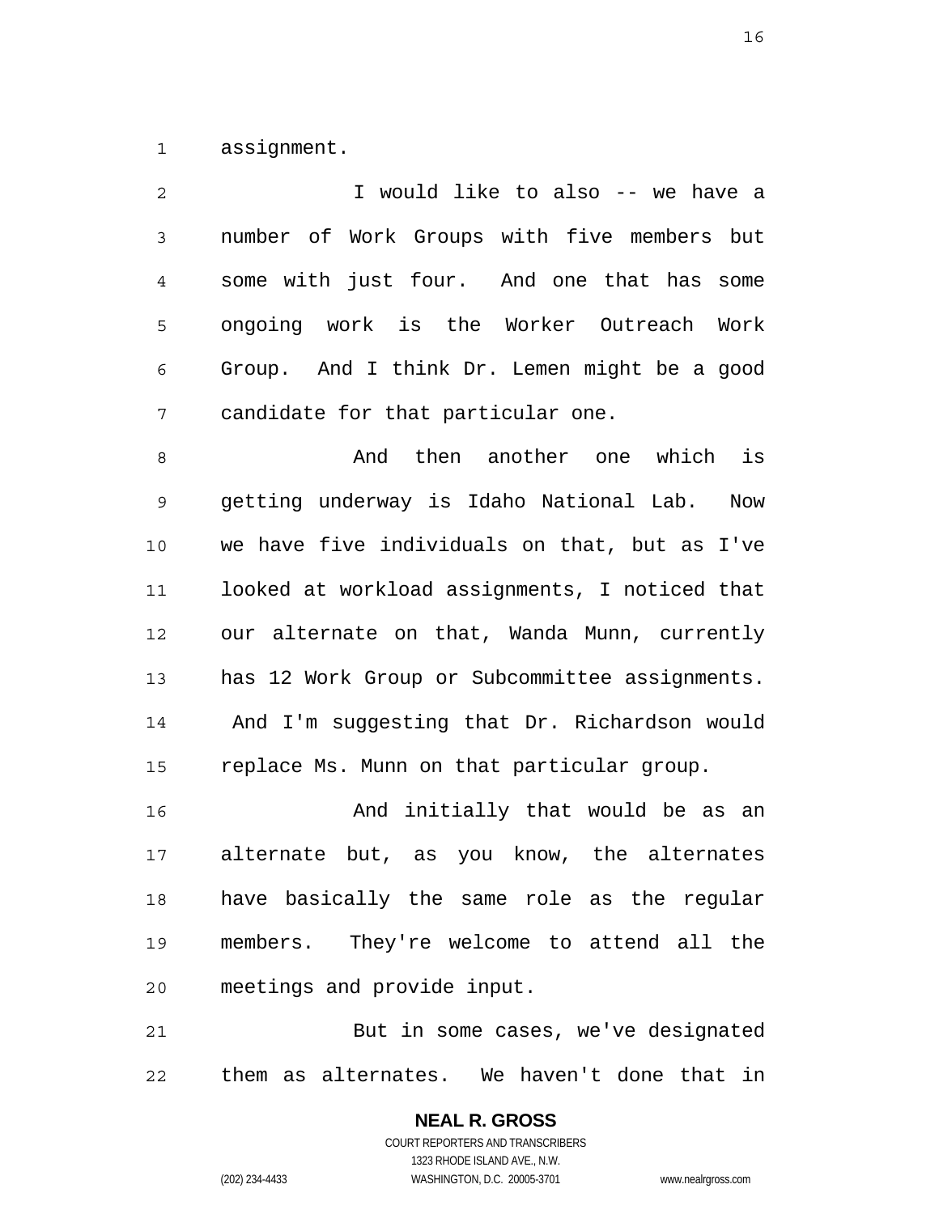assignment.

I would like to also -- we have a number of Work Groups with five members but some with just four. And one that has some ongoing work is the Worker Outreach Work Group. And I think Dr. Lemen might be a good candidate for that particular one.

And then another one which is getting underway is Idaho National Lab. Now we have five individuals on that, but as I've looked at workload assignments, I noticed that our alternate on that, Wanda Munn, currently has 12 Work Group or Subcommittee assignments. And I'm suggesting that Dr. Richardson would replace Ms. Munn on that particular group.

And initially that would be as an alternate but, as you know, the alternates have basically the same role as the regular members. They're welcome to attend all the meetings and provide input.

But in some cases, we've designated them as alternates. We haven't done that in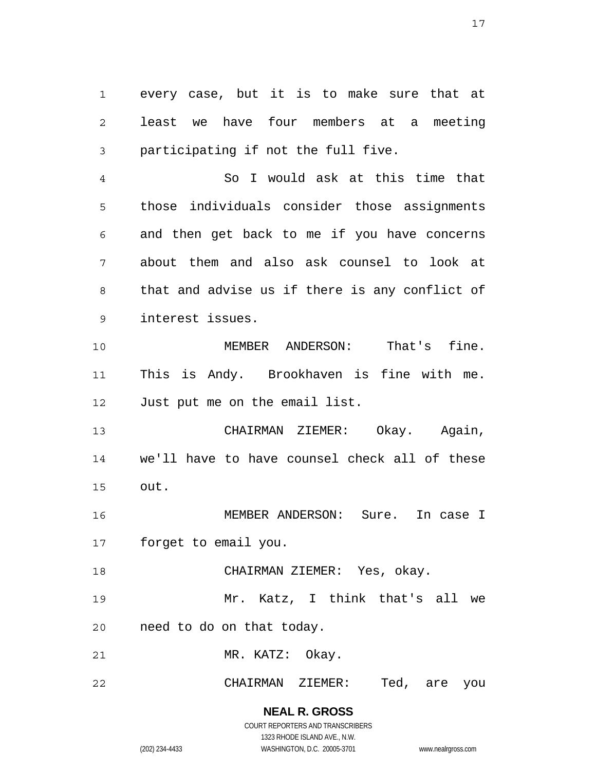every case, but it is to make sure that at least we have four members at a meeting participating if not the full five.

So I would ask at this time that those individuals consider those assignments and then get back to me if you have concerns about them and also ask counsel to look at that and advise us if there is any conflict of interest issues.

MEMBER ANDERSON: That's fine. This is Andy. Brookhaven is fine with me. Just put me on the email list.

CHAIRMAN ZIEMER: Okay. Again, we'll have to have counsel check all of these out.

MEMBER ANDERSON: Sure. In case I forget to email you.

CHAIRMAN ZIEMER: Yes, okay.

Mr. Katz, I think that's all we need to do on that today.

MR. KATZ: Okay.

CHAIRMAN ZIEMER: Ted, are you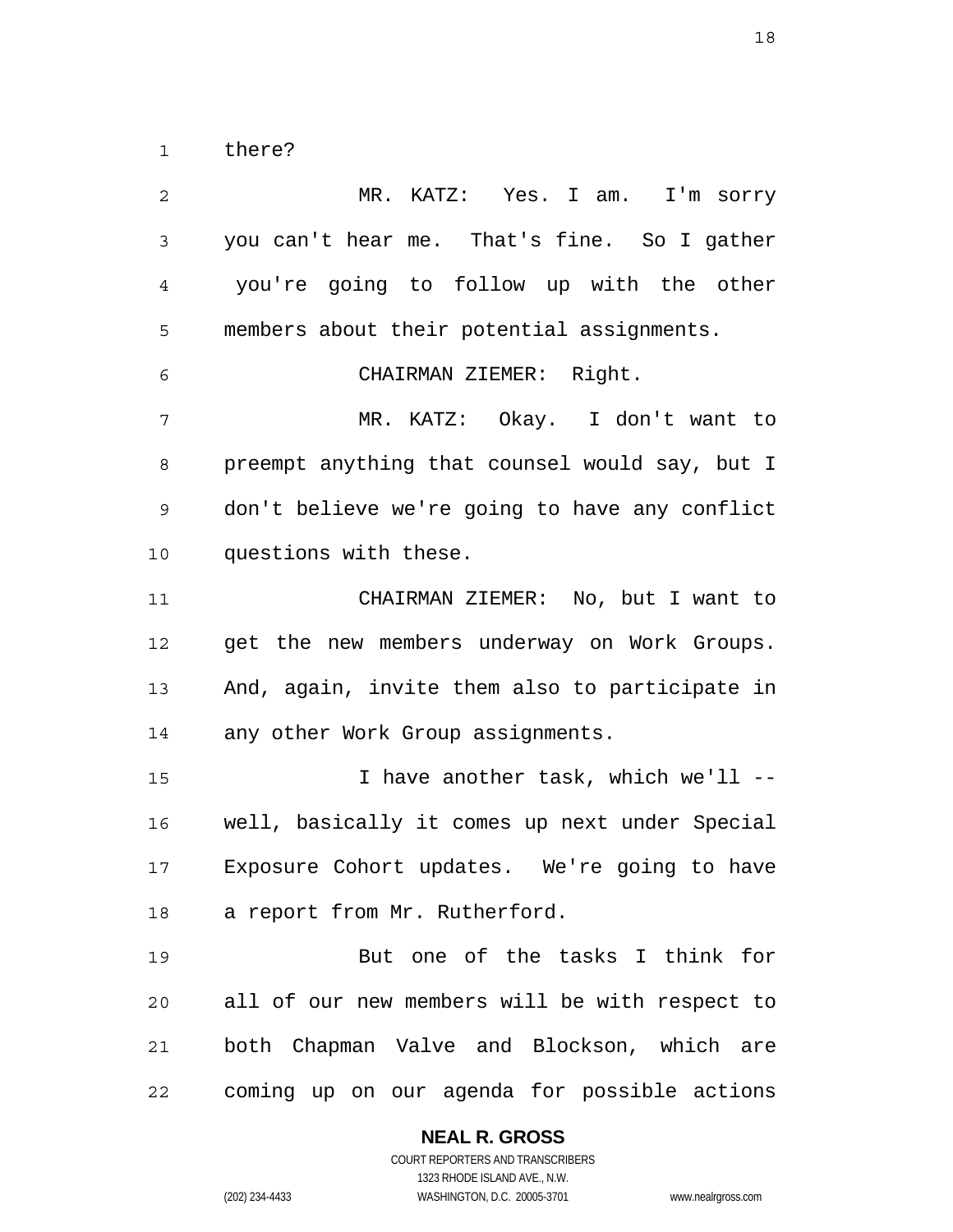there?

MR. KATZ: Yes. I am. I'm sorry you can't hear me. That's fine. So I gather you're going to follow up with the other members about their potential assignments.

CHAIRMAN ZIEMER: Right.

MR. KATZ: Okay. I don't want to preempt anything that counsel would say, but I don't believe we're going to have any conflict questions with these.

CHAIRMAN ZIEMER: No, but I want to get the new members underway on Work Groups. And, again, invite them also to participate in any other Work Group assignments.

I have another task, which we'll -- well, basically it comes up next under Special Exposure Cohort updates. We're going to have a report from Mr. Rutherford.

But one of the tasks I think for all of our new members will be with respect to both Chapman Valve and Blockson, which are coming up on our agenda for possible actions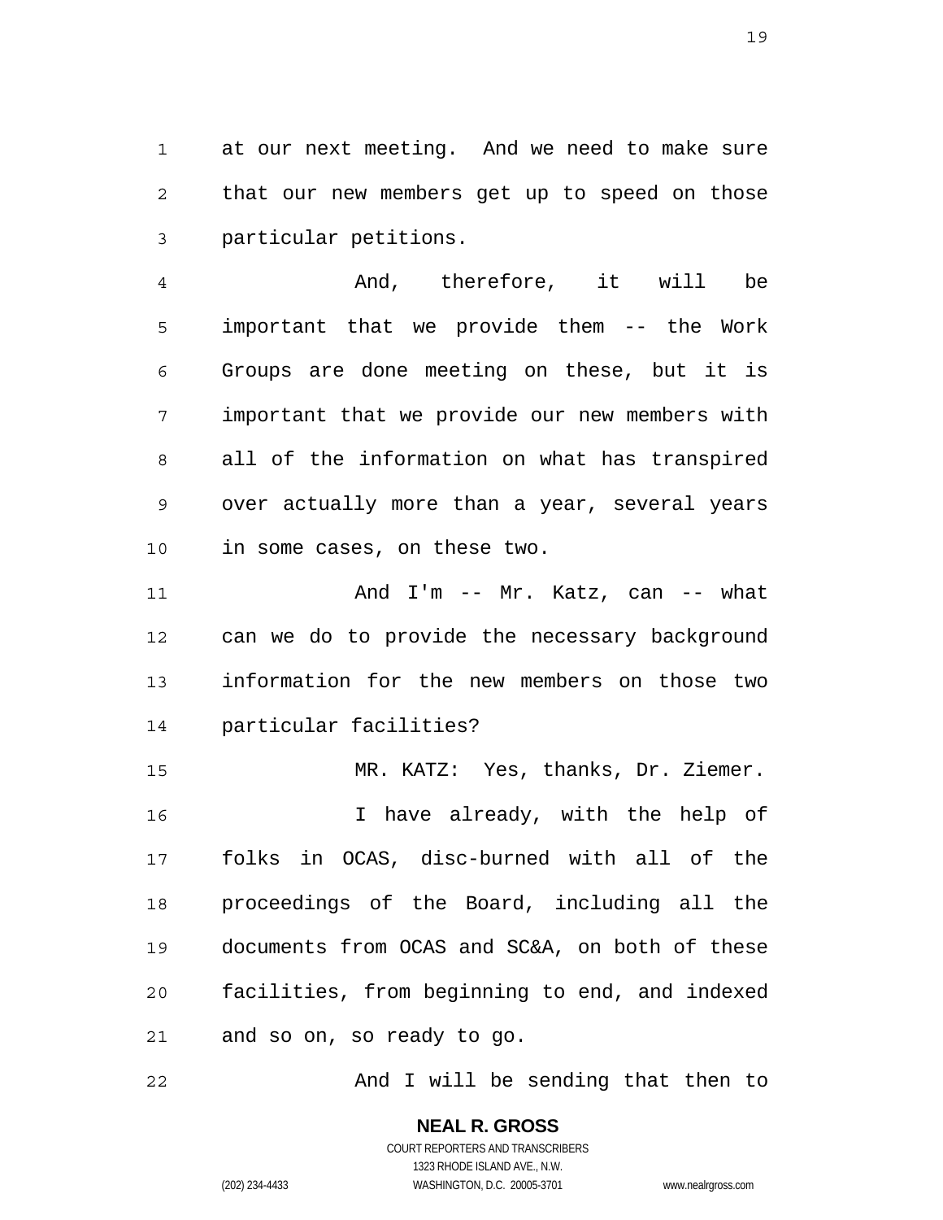at our next meeting. And we need to make sure that our new members get up to speed on those particular petitions.

And, therefore, it will be important that we provide them -- the Work Groups are done meeting on these, but it is important that we provide our new members with all of the information on what has transpired over actually more than a year, several years in some cases, on these two.

And I'm -- Mr. Katz, can -- what can we do to provide the necessary background information for the new members on those two particular facilities?

MR. KATZ: Yes, thanks, Dr. Ziemer.

I have already, with the help of folks in OCAS, disc-burned with all of the proceedings of the Board, including all the documents from OCAS and SC&A, on both of these facilities, from beginning to end, and indexed and so on, so ready to go.

And I will be sending that then to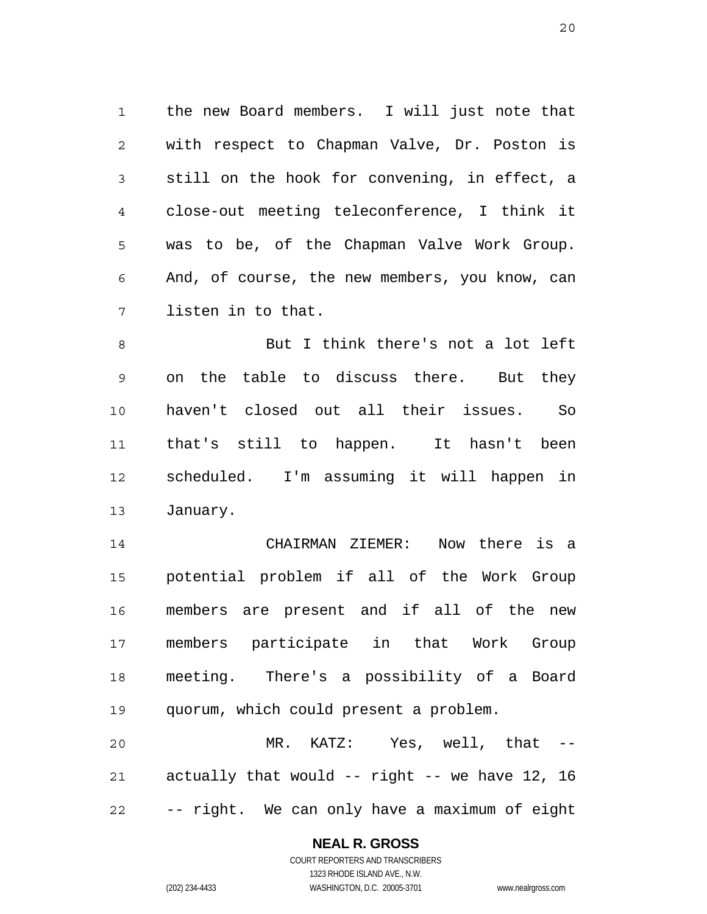the new Board members. I will just note that with respect to Chapman Valve, Dr. Poston is still on the hook for convening, in effect, a close-out meeting teleconference, I think it was to be, of the Chapman Valve Work Group. And, of course, the new members, you know, can listen in to that.

But I think there's not a lot left on the table to discuss there. But they haven't closed out all their issues. So that's still to happen. It hasn't been scheduled. I'm assuming it will happen in January.

CHAIRMAN ZIEMER: Now there is a potential problem if all of the Work Group members are present and if all of the new members participate in that Work Group meeting. There's a possibility of a Board quorum, which could present a problem.

MR. KATZ: Yes, well, that -- actually that would -- right -- we have 12, 16 -- right. We can only have a maximum of eight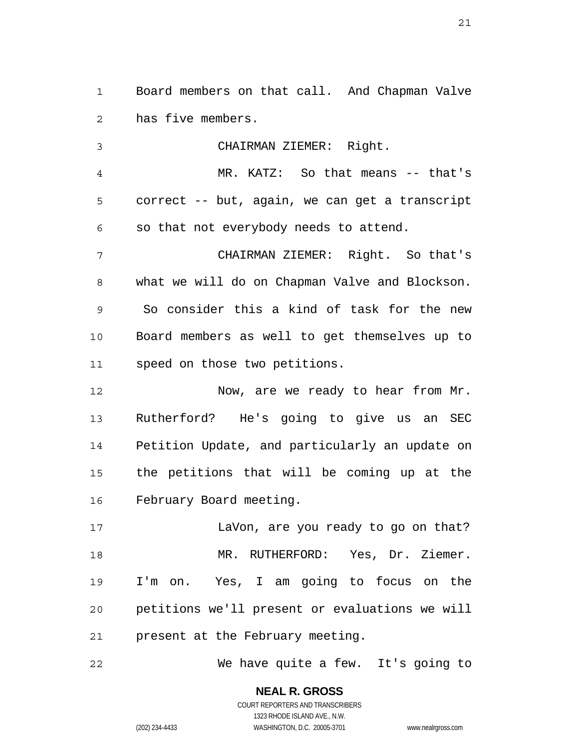Board members on that call. And Chapman Valve has five members.

CHAIRMAN ZIEMER: Right.

MR. KATZ: So that means -- that's correct -- but, again, we can get a transcript so that not everybody needs to attend.

CHAIRMAN ZIEMER: Right. So that's what we will do on Chapman Valve and Blockson. So consider this a kind of task for the new Board members as well to get themselves up to speed on those two petitions.

Now, are we ready to hear from Mr. Rutherford? He's going to give us an SEC Petition Update, and particularly an update on the petitions that will be coming up at the February Board meeting.

LaVon, are you ready to go on that?

MR. RUTHERFORD: Yes, Dr. Ziemer. I'm on. Yes, I am going to focus on the petitions we'll present or evaluations we will present at the February meeting.

We have quite a few. It's going to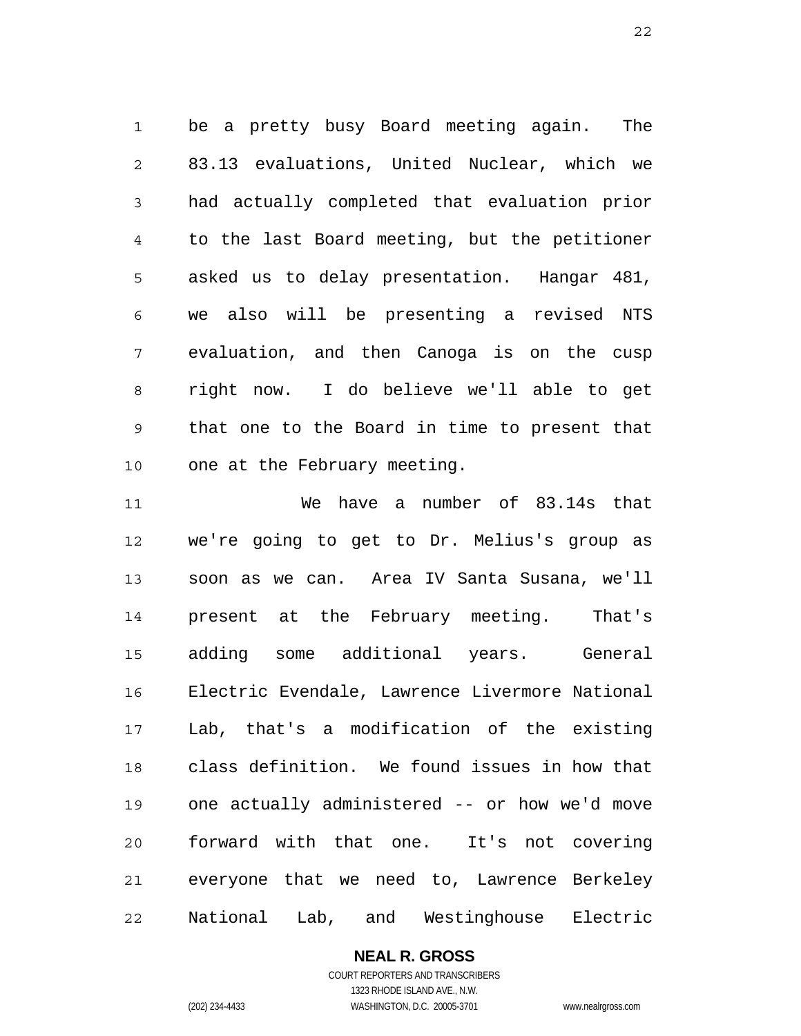be a pretty busy Board meeting again. The 83.13 evaluations, United Nuclear, which we had actually completed that evaluation prior to the last Board meeting, but the petitioner asked us to delay presentation. Hangar 481, we also will be presenting a revised NTS evaluation, and then Canoga is on the cusp right now. I do believe we'll able to get that one to the Board in time to present that one at the February meeting.

We have a number of 83.14s that we're going to get to Dr. Melius's group as soon as we can. Area IV Santa Susana, we'll present at the February meeting. That's adding some additional years. General Electric Evendale, Lawrence Livermore National Lab, that's a modification of the existing class definition. We found issues in how that one actually administered -- or how we'd move forward with that one. It's not covering everyone that we need to, Lawrence Berkeley National Lab, and Westinghouse Electric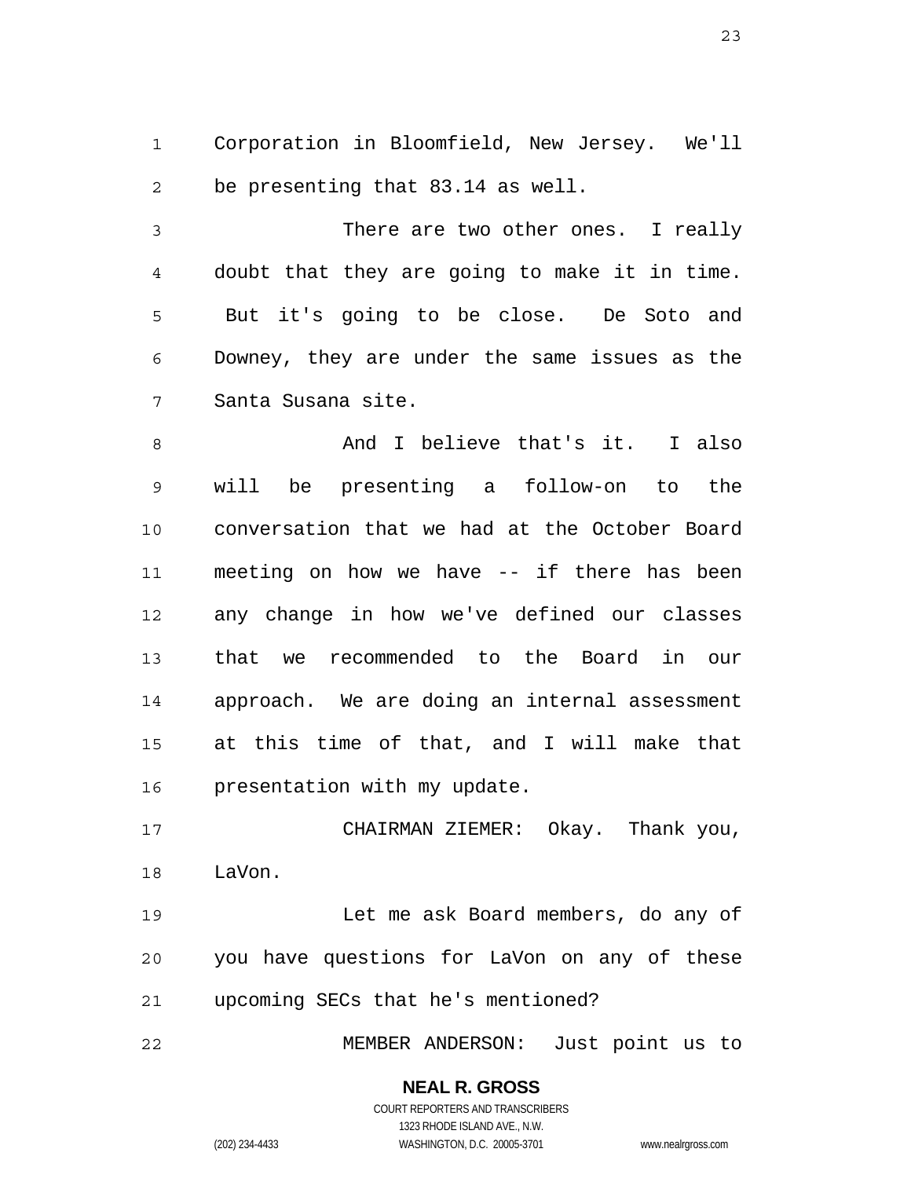Corporation in Bloomfield, New Jersey. We'll be presenting that 83.14 as well.

There are two other ones. I really doubt that they are going to make it in time. But it's going to be close. De Soto and Downey, they are under the same issues as the Santa Susana site.

And I believe that's it. I also will be presenting a follow-on to the conversation that we had at the October Board meeting on how we have -- if there has been any change in how we've defined our classes that we recommended to the Board in our approach. We are doing an internal assessment at this time of that, and I will make that presentation with my update.

CHAIRMAN ZIEMER: Okay. Thank you, LaVon.

Let me ask Board members, do any of you have questions for LaVon on any of these upcoming SECs that he's mentioned?

MEMBER ANDERSON: Just point us to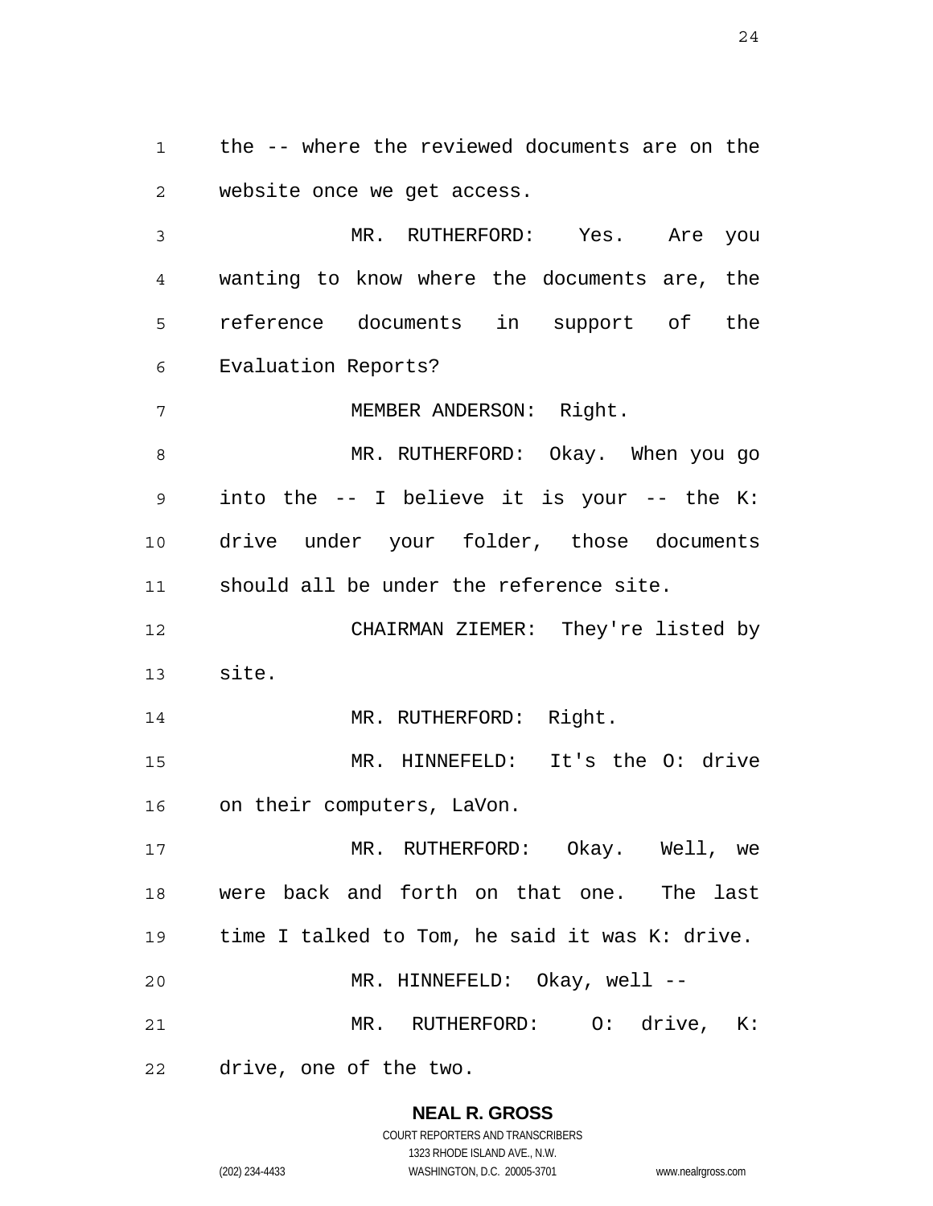the -- where the reviewed documents are on the website once we get access.

MR. RUTHERFORD: Yes. Are you wanting to know where the documents are, the reference documents in support of the Evaluation Reports?

MEMBER ANDERSON: Right.

MR. RUTHERFORD: Okay. When you go into the -- I believe it is your -- the K: drive under your folder, those documents should all be under the reference site.

CHAIRMAN ZIEMER: They're listed by site.

MR. RUTHERFORD: Right.

MR. HINNEFELD: It's the O: drive on their computers, LaVon.

MR. RUTHERFORD: Okay. Well, we were back and forth on that one. The last time I talked to Tom, he said it was K: drive.

MR. HINNEFELD: Okay, well --

MR. RUTHERFORD: O: drive, K: drive, one of the two.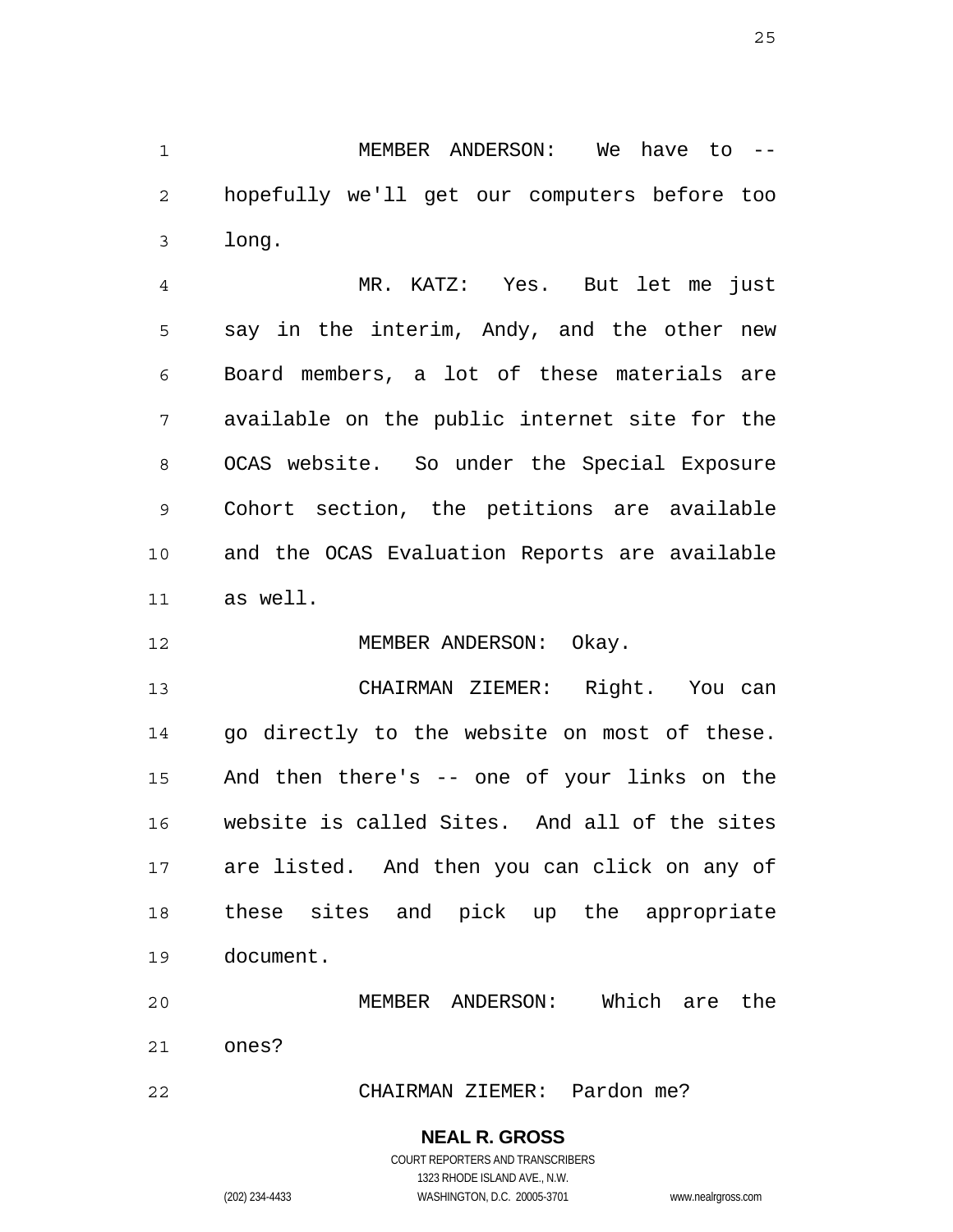MEMBER ANDERSON: We have to -- hopefully we'll get our computers before too long.

MR. KATZ: Yes. But let me just say in the interim, Andy, and the other new Board members, a lot of these materials are available on the public internet site for the OCAS website. So under the Special Exposure Cohort section, the petitions are available and the OCAS Evaluation Reports are available as well.

MEMBER ANDERSON: Okay.

CHAIRMAN ZIEMER: Right. You can go directly to the website on most of these. And then there's -- one of your links on the website is called Sites. And all of the sites are listed. And then you can click on any of these sites and pick up the appropriate document.

MEMBER ANDERSON: Which are the ones?

CHAIRMAN ZIEMER: Pardon me?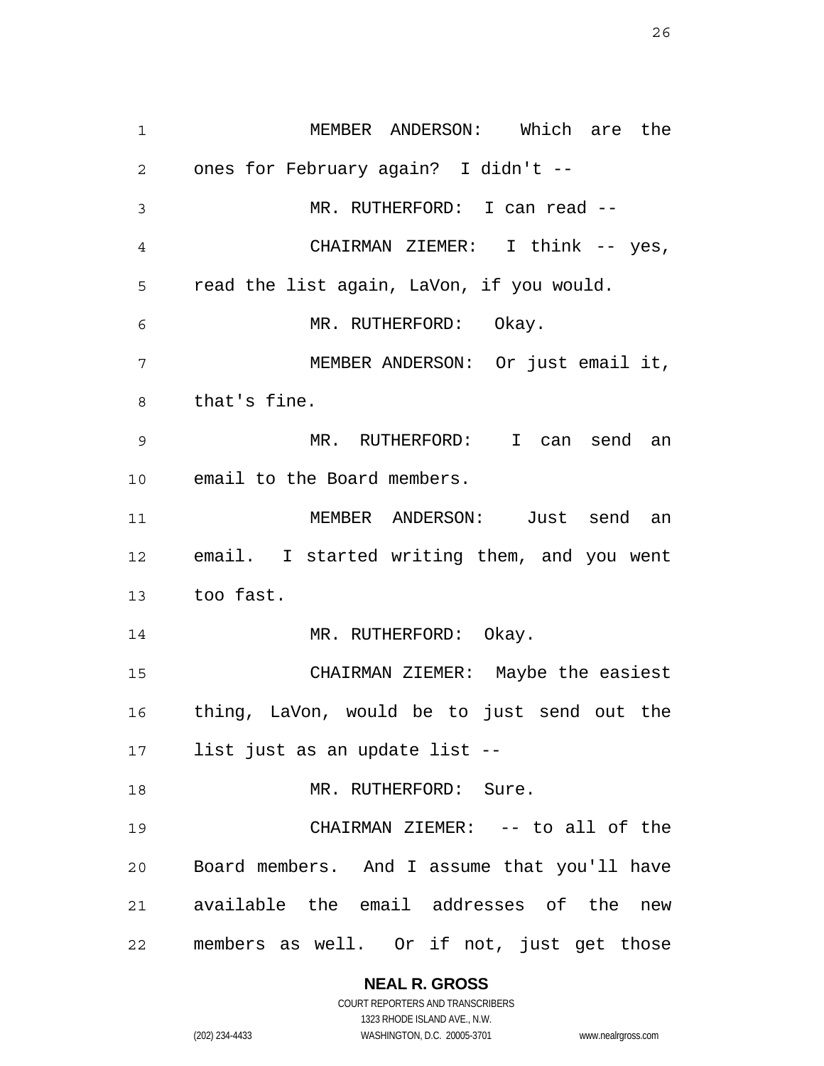MEMBER ANDERSON: Which are the ones for February again? I didn't --

MR. RUTHERFORD: I can read --

CHAIRMAN ZIEMER: I think -- yes, read the list again, LaVon, if you would.

MR. RUTHERFORD: Okay.

MEMBER ANDERSON: Or just email it, that's fine.

MR. RUTHERFORD: I can send an email to the Board members.

MEMBER ANDERSON: Just send an email. I started writing them, and you went too fast.

MR. RUTHERFORD: Okay.

CHAIRMAN ZIEMER: Maybe the easiest thing, LaVon, would be to just send out the list just as an update list --

MR. RUTHERFORD: Sure.

CHAIRMAN ZIEMER: -- to all of the Board members. And I assume that you'll have available the email addresses of the new members as well. Or if not, just get those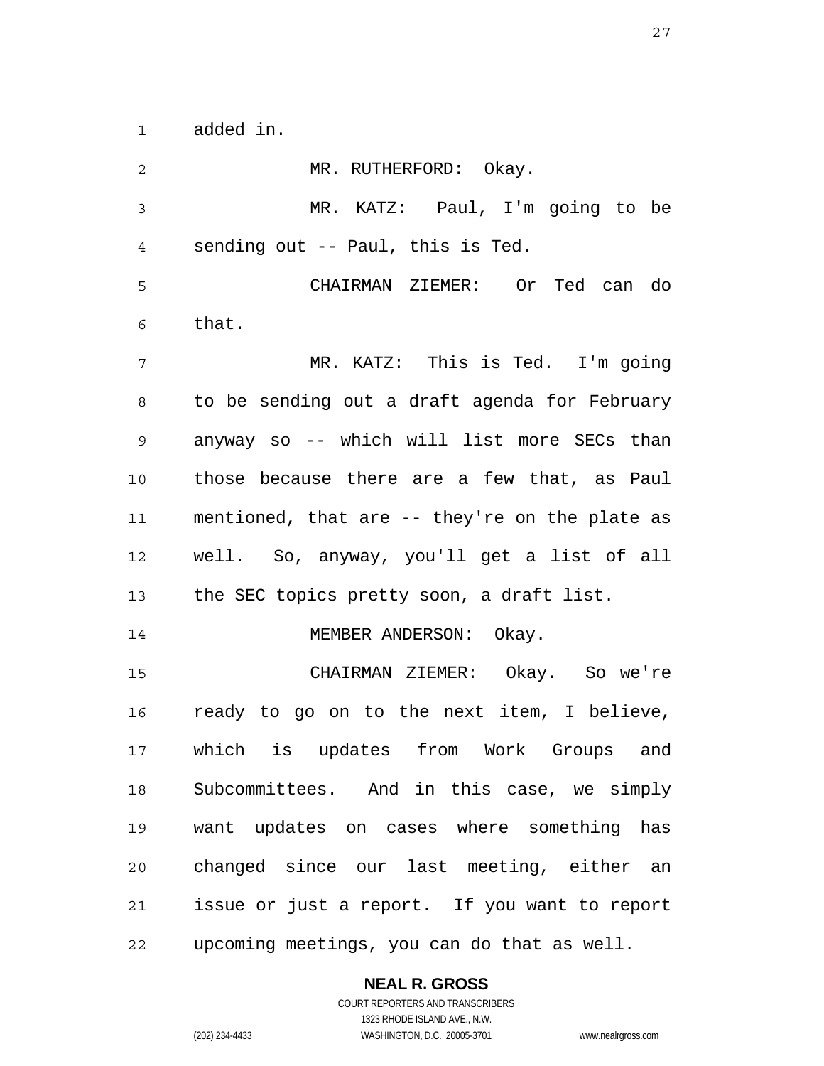added in.

MR. RUTHERFORD: Okay.

MR. KATZ: Paul, I'm going to be sending out -- Paul, this is Ted.

CHAIRMAN ZIEMER: Or Ted can do that.

MR. KATZ: This is Ted. I'm going to be sending out a draft agenda for February anyway so -- which will list more SECs than those because there are a few that, as Paul mentioned, that are -- they're on the plate as well. So, anyway, you'll get a list of all the SEC topics pretty soon, a draft list.

MEMBER ANDERSON: Okay.

CHAIRMAN ZIEMER: Okay. So we're ready to go on to the next item, I believe, which is updates from Work Groups and Subcommittees. And in this case, we simply want updates on cases where something has changed since our last meeting, either an issue or just a report. If you want to report upcoming meetings, you can do that as well.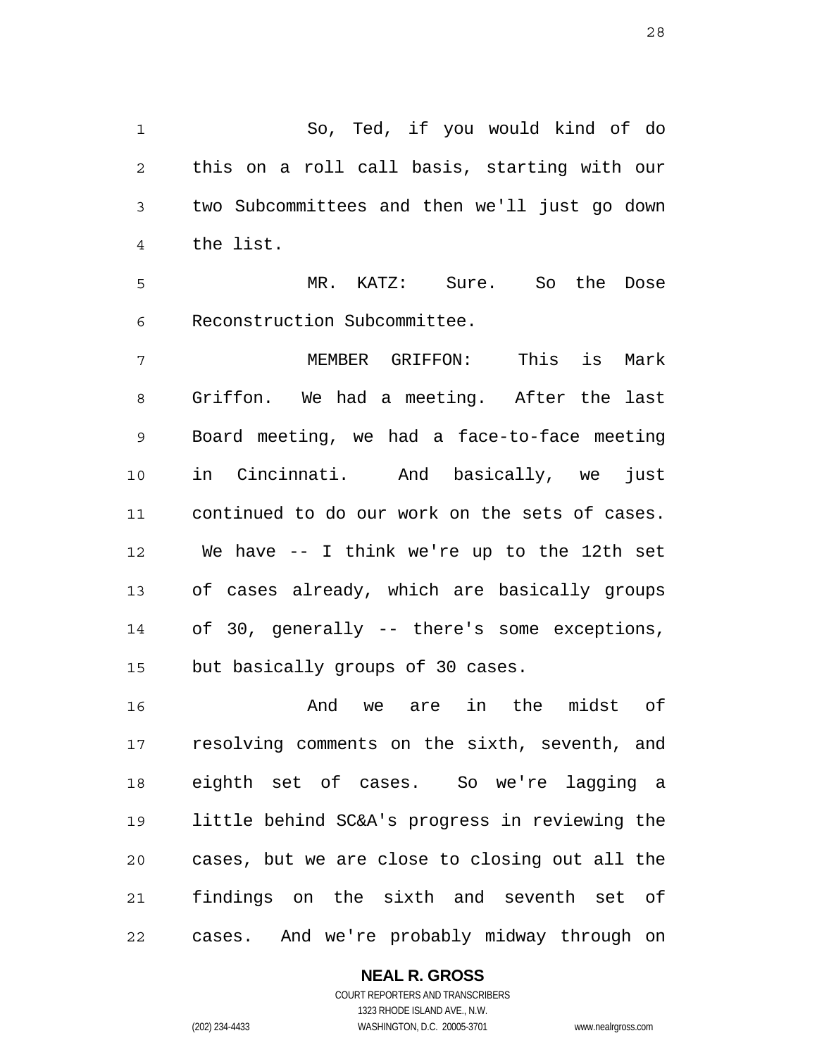So, Ted, if you would kind of do this on a roll call basis, starting with our two Subcommittees and then we'll just go down the list.

MR. KATZ: Sure. So the Dose Reconstruction Subcommittee.

MEMBER GRIFFON: This is Mark Griffon. We had a meeting. After the last Board meeting, we had a face-to-face meeting in Cincinnati. And basically, we just continued to do our work on the sets of cases. We have -- I think we're up to the 12th set of cases already, which are basically groups of 30, generally -- there's some exceptions, but basically groups of 30 cases.

And we are in the midst of resolving comments on the sixth, seventh, and eighth set of cases. So we're lagging a little behind SC&A's progress in reviewing the cases, but we are close to closing out all the findings on the sixth and seventh set of cases. And we're probably midway through on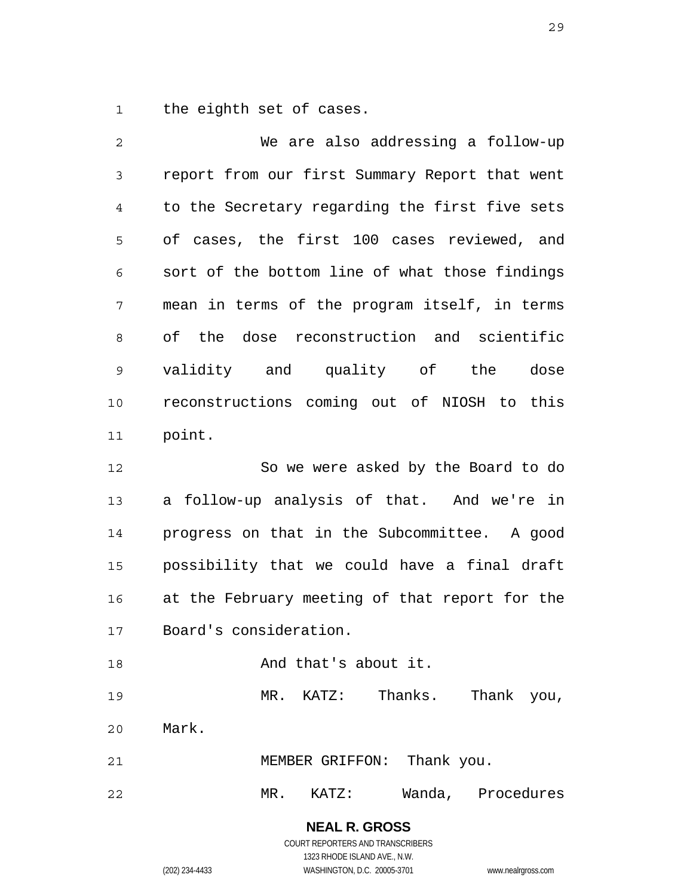the eighth set of cases.

We are also addressing a follow-up report from our first Summary Report that went to the Secretary regarding the first five sets of cases, the first 100 cases reviewed, and sort of the bottom line of what those findings mean in terms of the program itself, in terms of the dose reconstruction and scientific validity and quality of the dose reconstructions coming out of NIOSH to this point.

So we were asked by the Board to do a follow-up analysis of that. And we're in progress on that in the Subcommittee. A good possibility that we could have a final draft at the February meeting of that report for the Board's consideration.

And that's about it.

MR. KATZ: Thanks. Thank you, Mark.

MEMBER GRIFFON: Thank you.

MR. KATZ: Wanda, Procedures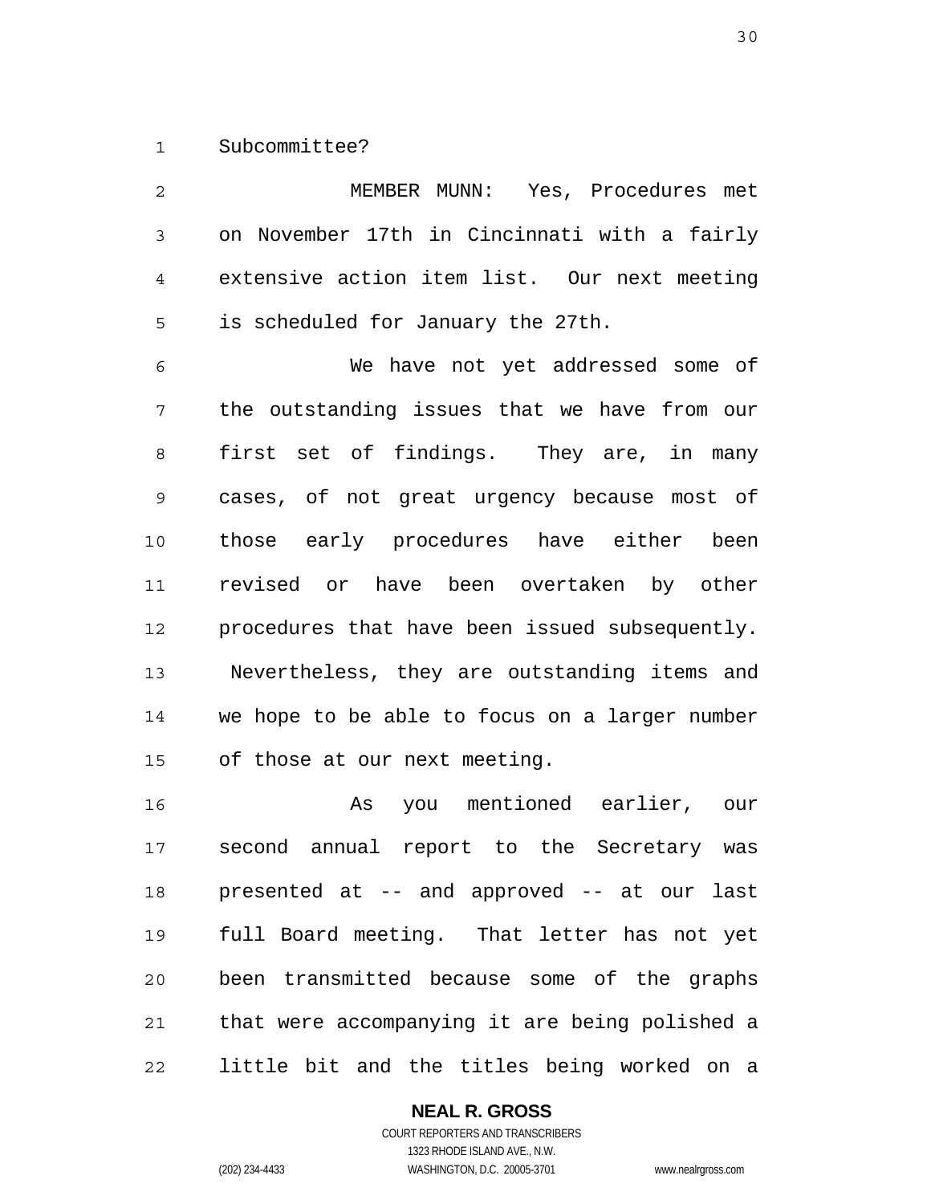Subcommittee?

MEMBER MUNN: Yes, Procedures met on November 17th in Cincinnati with a fairly extensive action item list. Our next meeting is scheduled for January the 27th.

We have not yet addressed some of the outstanding issues that we have from our first set of findings. They are, in many cases, of not great urgency because most of those early procedures have either been revised or have been overtaken by other procedures that have been issued subsequently. Nevertheless, they are outstanding items and we hope to be able to focus on a larger number of those at our next meeting.

As you mentioned earlier, our second annual report to the Secretary was presented at -- and approved -- at our last full Board meeting. That letter has not yet been transmitted because some of the graphs that were accompanying it are being polished a little bit and the titles being worked on a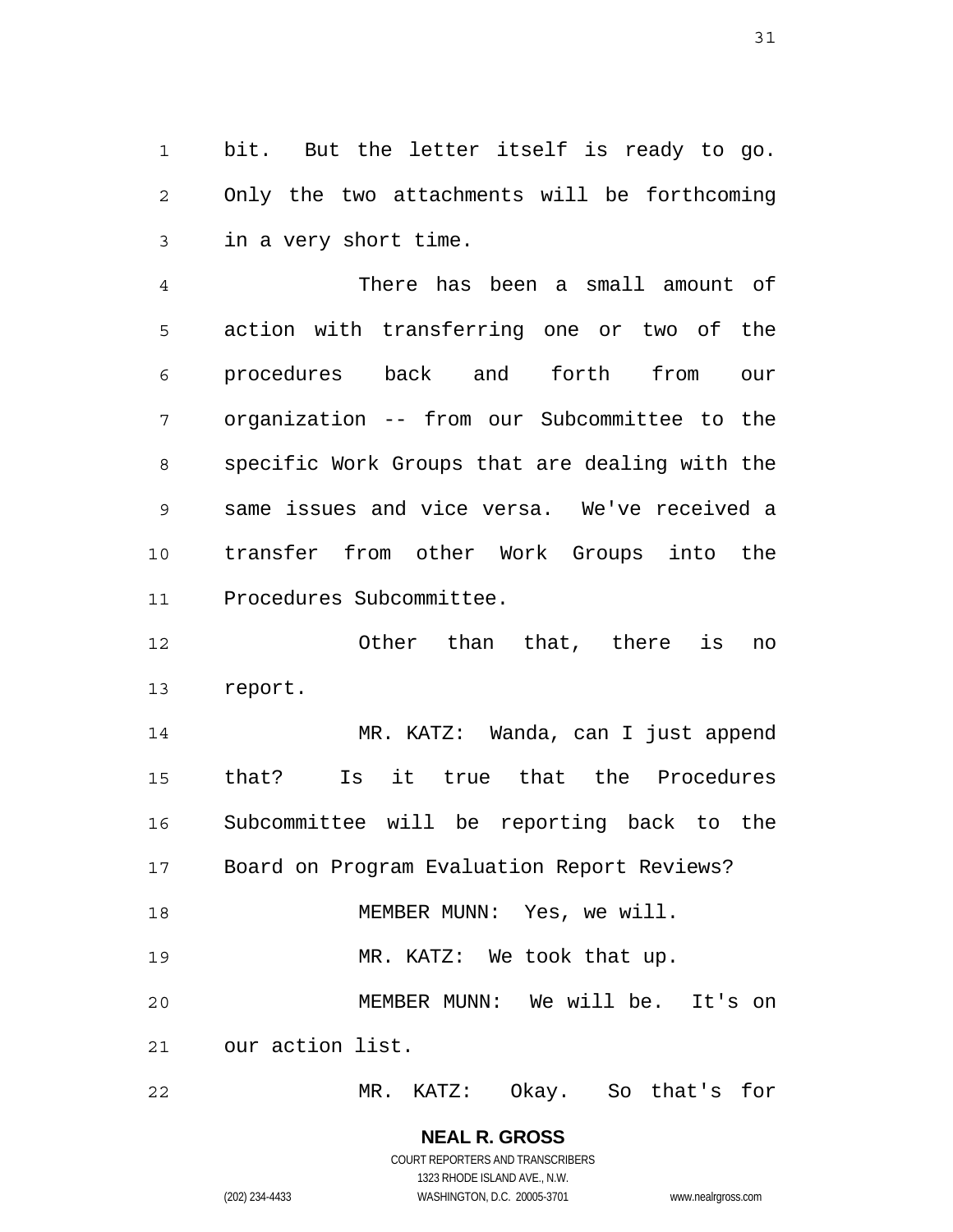bit. But the letter itself is ready to go. Only the two attachments will be forthcoming in a very short time.

There has been a small amount of action with transferring one or two of the procedures back and forth from our organization -- from our Subcommittee to the specific Work Groups that are dealing with the same issues and vice versa. We've received a transfer from other Work Groups into the Procedures Subcommittee.

Other than that, there is no report.

MR. KATZ: Wanda, can I just append that? Is it true that the Procedures Subcommittee will be reporting back to the Board on Program Evaluation Report Reviews?

MEMBER MUNN: Yes, we will.

MR. KATZ: We took that up.

MEMBER MUNN: We will be. It's on our action list.

MR. KATZ: Okay. So that's for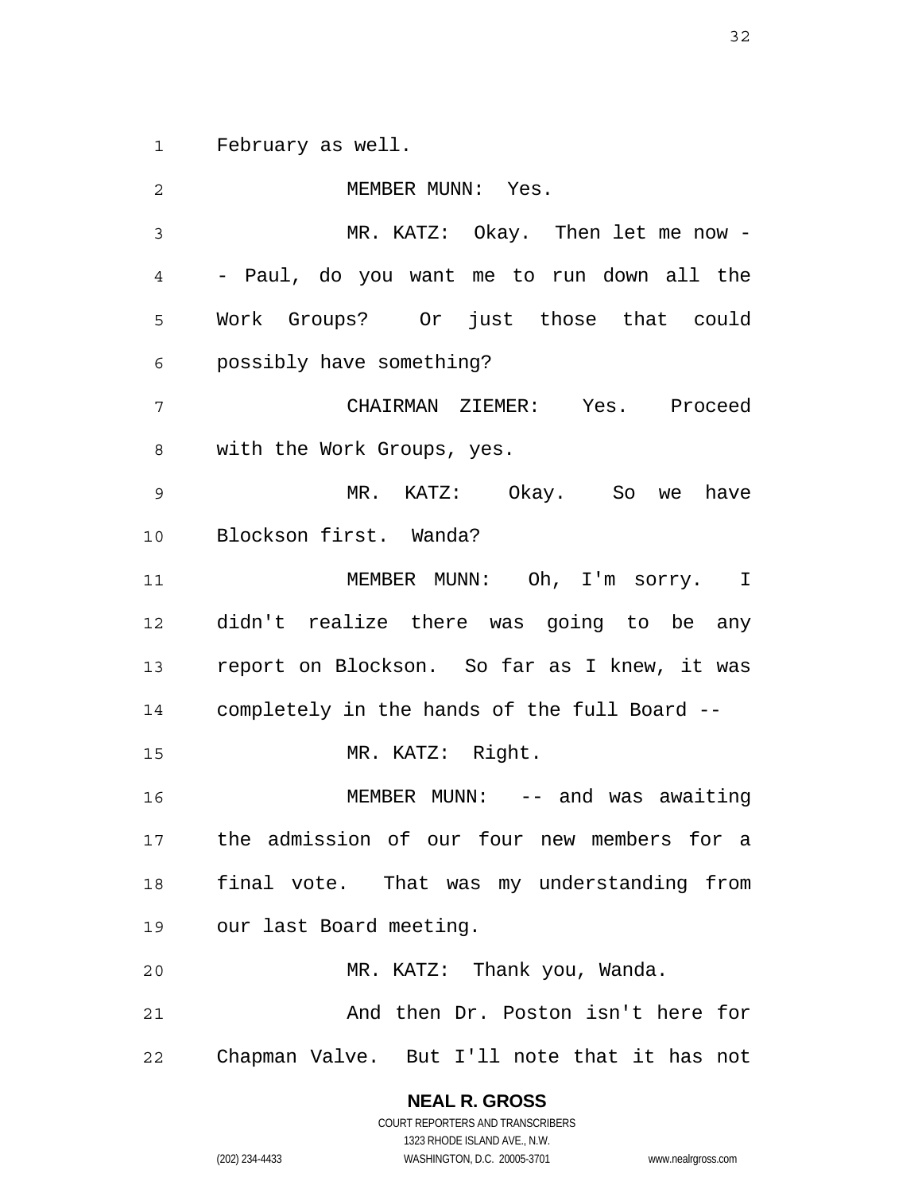February as well.

MEMBER MUNN: Yes.

MR. KATZ: Okay. Then let me now -- Paul, do you want me to run down all the Work Groups? Or just those that could possibly have something?

CHAIRMAN ZIEMER: Yes. Proceed with the Work Groups, yes.

MR. KATZ: Okay. So we have Blockson first. Wanda?

MEMBER MUNN: Oh, I'm sorry. I didn't realize there was going to be any report on Blockson. So far as I knew, it was completely in the hands of the full Board --

MR. KATZ: Right.

MEMBER MUNN: -- and was awaiting the admission of our four new members for a final vote. That was my understanding from our last Board meeting.

MR. KATZ: Thank you, Wanda.

And then Dr. Poston isn't here for Chapman Valve. But I'll note that it has not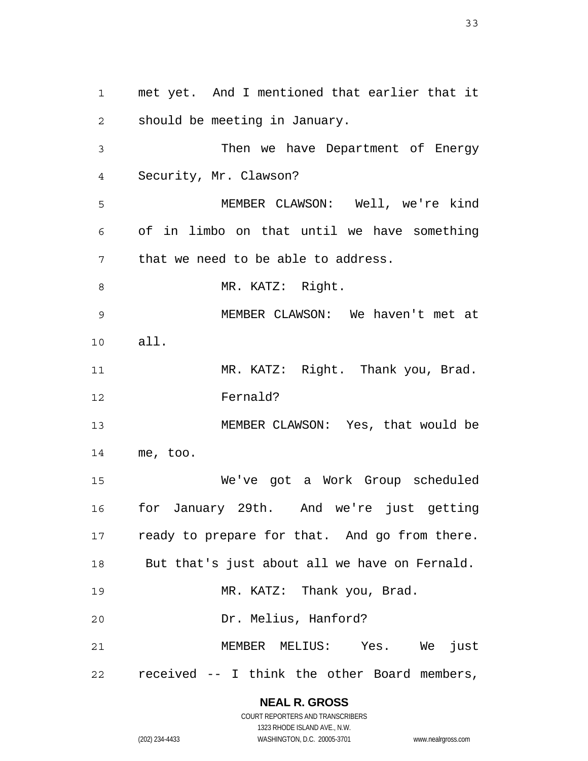met yet. And I mentioned that earlier that it should be meeting in January.

Then we have Department of Energy Security, Mr. Clawson?

MEMBER CLAWSON: Well, we're kind of in limbo on that until we have something that we need to be able to address.

MR. KATZ: Right.

MEMBER CLAWSON: We haven't met at all.

MR. KATZ: Right. Thank you, Brad.

Fernald?

MEMBER CLAWSON: Yes, that would be me, too.

We've got a Work Group scheduled for January 29th. And we're just getting ready to prepare for that. And go from there. But that's just about all we have on Fernald.

MR. KATZ: Thank you, Brad.

Dr. Melius, Hanford?

MEMBER MELIUS: Yes. We just received -- I think the other Board members,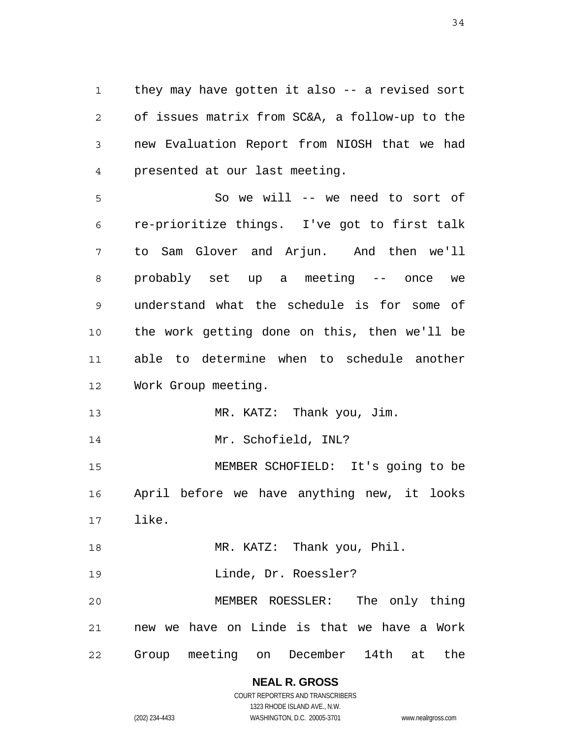they may have gotten it also -- a revised sort of issues matrix from SC&A, a follow-up to the new Evaluation Report from NIOSH that we had presented at our last meeting.

So we will -- we need to sort of re-prioritize things. I've got to first talk to Sam Glover and Arjun. And then we'll probably set up a meeting -- once we understand what the schedule is for some of the work getting done on this, then we'll be able to determine when to schedule another Work Group meeting.

MR. KATZ: Thank you, Jim.

Mr. Schofield, INL?

MEMBER SCHOFIELD: It's going to be April before we have anything new, it looks like.

MR. KATZ: Thank you, Phil.

Linde, Dr. Roessler?

MEMBER ROESSLER: The only thing new we have on Linde is that we have a Work Group meeting on December 14th at the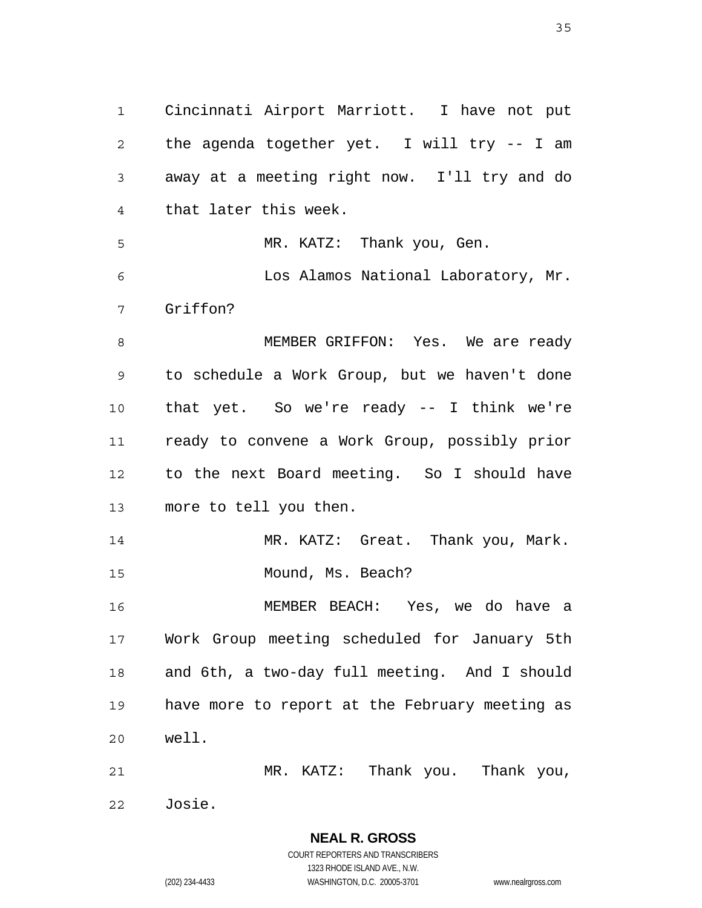Cincinnati Airport Marriott. I have not put the agenda together yet. I will try -- I am away at a meeting right now. I'll try and do that later this week.

MR. KATZ: Thank you, Gen.

Los Alamos National Laboratory, Mr. Griffon?

MEMBER GRIFFON: Yes. We are ready to schedule a Work Group, but we haven't done that yet. So we're ready -- I think we're ready to convene a Work Group, possibly prior to the next Board meeting. So I should have more to tell you then.

MR. KATZ: Great. Thank you, Mark.

Mound, Ms. Beach?

MEMBER BEACH: Yes, we do have a Work Group meeting scheduled for January 5th and 6th, a two-day full meeting. And I should have more to report at the February meeting as well.

MR. KATZ: Thank you. Thank you, Josie.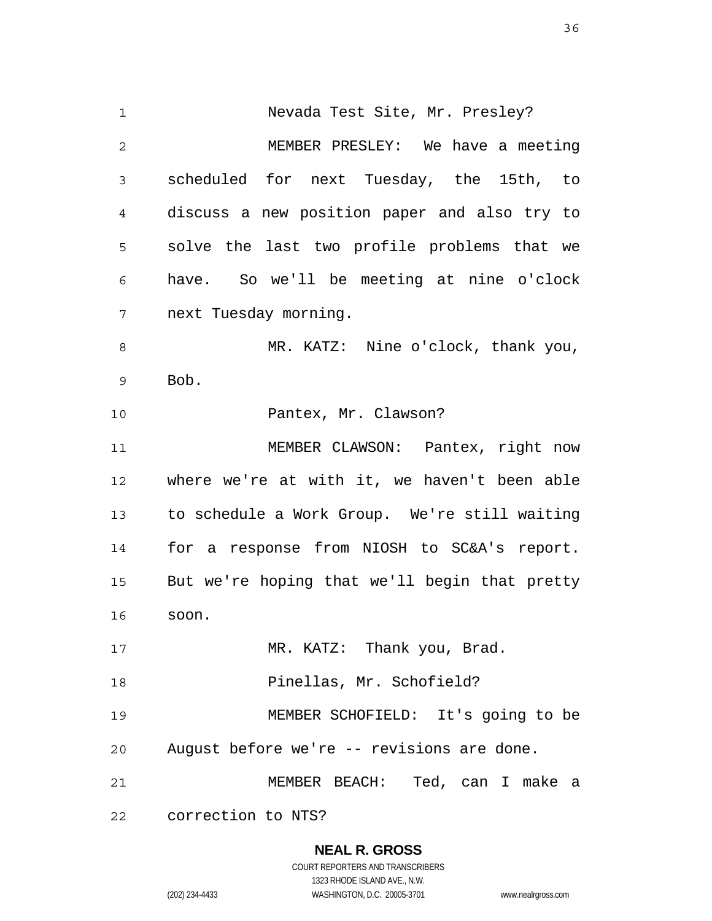Nevada Test Site, Mr. Presley?

MEMBER PRESLEY: We have a meeting scheduled for next Tuesday, the 15th, to discuss a new position paper and also try to solve the last two profile problems that we have. So we'll be meeting at nine o'clock next Tuesday morning.

MR. KATZ: Nine o'clock, thank you, Bob.

Pantex, Mr. Clawson?

MEMBER CLAWSON: Pantex, right now where we're at with it, we haven't been able to schedule a Work Group. We're still waiting for a response from NIOSH to SC&A's report. But we're hoping that we'll begin that pretty soon.

MR. KATZ: Thank you, Brad.

Pinellas, Mr. Schofield?

MEMBER SCHOFIELD: It's going to be August before we're -- revisions are done.

MEMBER BEACH: Ted, can I make a correction to NTS?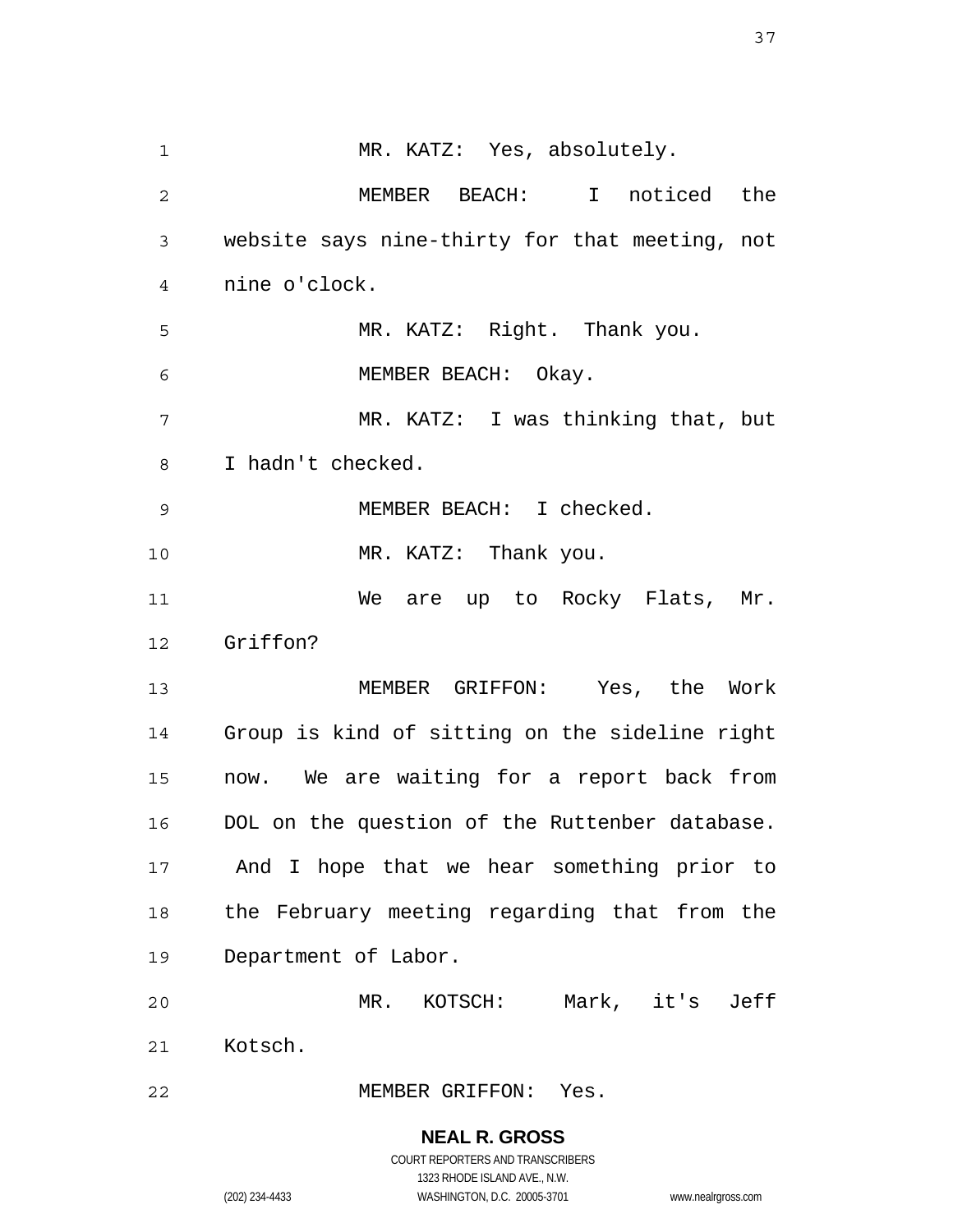MR. KATZ: Yes, absolutely.

MEMBER BEACH: I noticed the website says nine-thirty for that meeting, not nine o'clock.

MR. KATZ: Right. Thank you.

MEMBER BEACH: Okay.

MR. KATZ: I was thinking that, but I hadn't checked.

MEMBER BEACH: I checked.

MR. KATZ: Thank you.

We are up to Rocky Flats, Mr. Griffon?

MEMBER GRIFFON: Yes, the Work Group is kind of sitting on the sideline right now. We are waiting for a report back from DOL on the question of the Ruttenber database. And I hope that we hear something prior to the February meeting regarding that from the Department of Labor.

MR. KOTSCH: Mark, it's Jeff Kotsch.

MEMBER GRIFFON: Yes.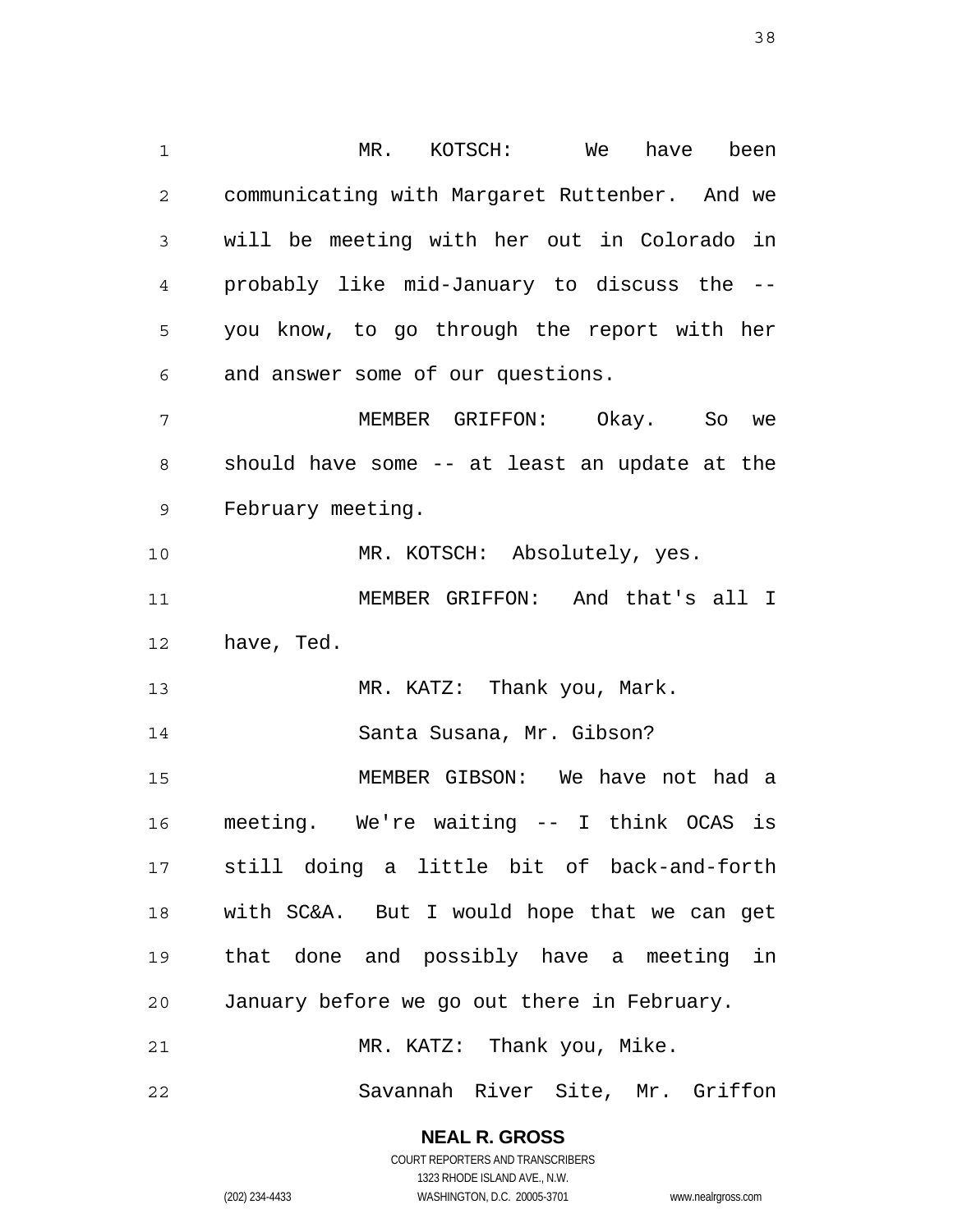MR. KOTSCH: We have been communicating with Margaret Ruttenber. And we will be meeting with her out in Colorado in probably like mid-January to discuss the -- you know, to go through the report with her and answer some of our questions.

MEMBER GRIFFON: Okay. So we should have some -- at least an update at the February meeting.

MR. KOTSCH: Absolutely, yes.

MEMBER GRIFFON: And that's all I have, Ted.

MR. KATZ: Thank you, Mark.

Santa Susana, Mr. Gibson?

MEMBER GIBSON: We have not had a meeting. We're waiting -- I think OCAS is still doing a little bit of back-and-forth with SC&A. But I would hope that we can get that done and possibly have a meeting in January before we go out there in February.

MR. KATZ: Thank you, Mike.

Savannah River Site, Mr. Griffon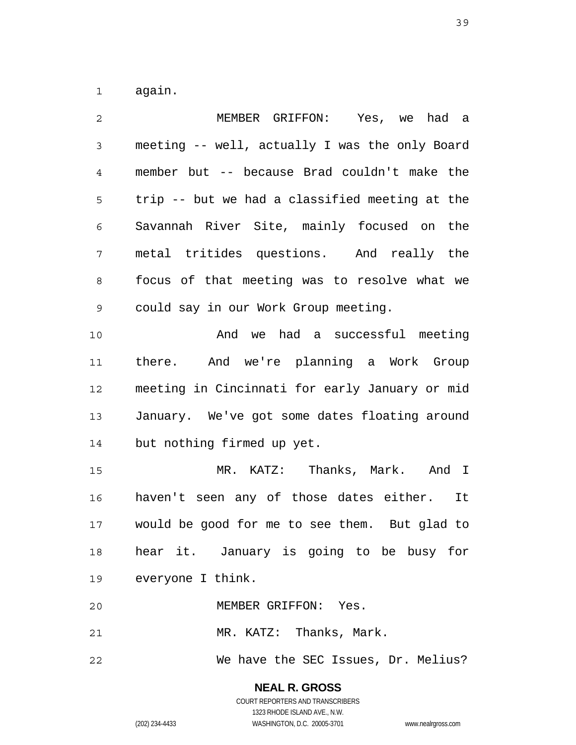again.

MEMBER GRIFFON: Yes, we had a meeting -- well, actually I was the only Board member but -- because Brad couldn't make the trip -- but we had a classified meeting at the Savannah River Site, mainly focused on the metal tritides questions. And really the focus of that meeting was to resolve what we could say in our Work Group meeting.

And we had a successful meeting there. And we're planning a Work Group meeting in Cincinnati for early January or mid January. We've got some dates floating around but nothing firmed up yet.

MR. KATZ: Thanks, Mark. And I haven't seen any of those dates either. It would be good for me to see them. But glad to hear it. January is going to be busy for everyone I think.

MEMBER GRIFFON: Yes.

MR. KATZ: Thanks, Mark.

We have the SEC Issues, Dr. Melius?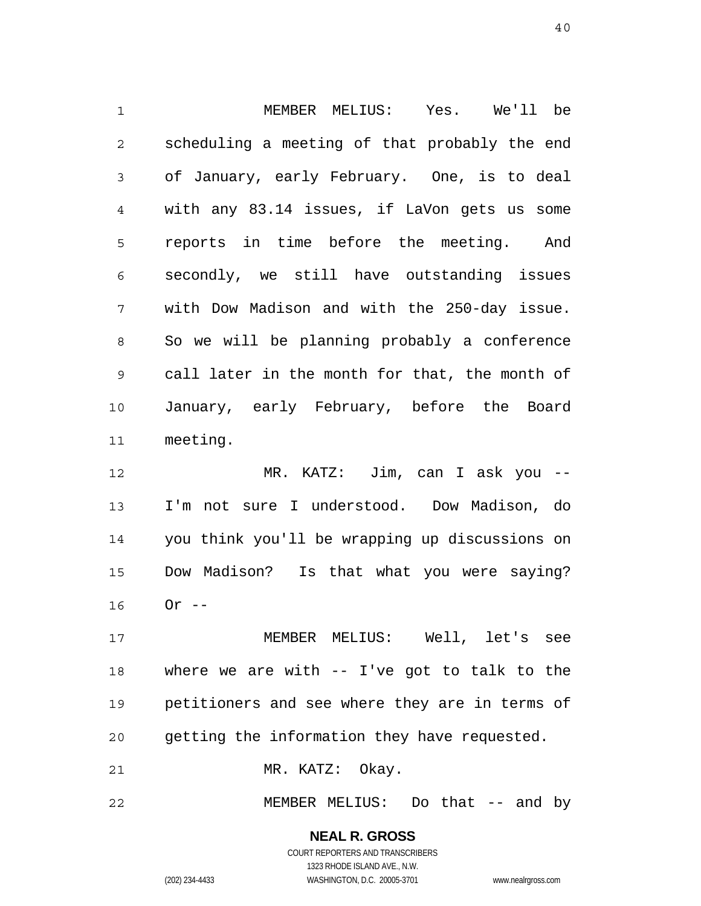MEMBER MELIUS: Yes. We'll be scheduling a meeting of that probably the end of January, early February. One, is to deal with any 83.14 issues, if LaVon gets us some reports in time before the meeting. And secondly, we still have outstanding issues with Dow Madison and with the 250-day issue. So we will be planning probably a conference call later in the month for that, the month of January, early February, before the Board meeting.

MR. KATZ: Jim, can I ask you -- I'm not sure I understood. Dow Madison, do you think you'll be wrapping up discussions on Dow Madison? Is that what you were saying? Or --

MEMBER MELIUS: Well, let's see where we are with -- I've got to talk to the petitioners and see where they are in terms of getting the information they have requested.

MR. KATZ: Okay.

MEMBER MELIUS: Do that -- and by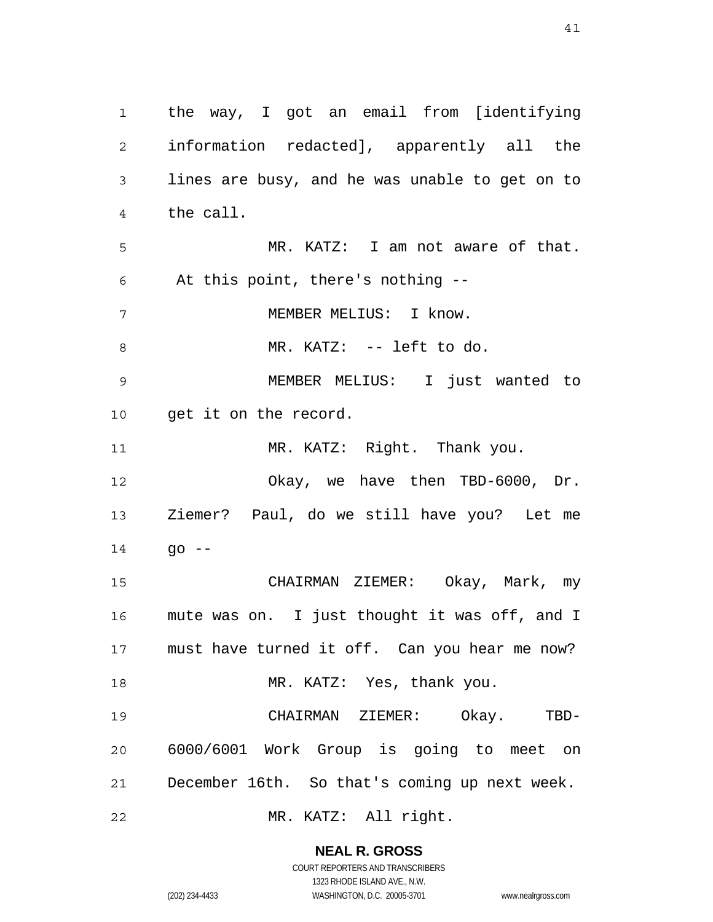the way, I got an email from [identifying information redacted], apparently all the lines are busy, and he was unable to get on to the call.

MR. KATZ: I am not aware of that. At this point, there's nothing --

MEMBER MELIUS: I know.

MR. KATZ: -- left to do.

MEMBER MELIUS: I just wanted to get it on the record.

MR. KATZ: Right. Thank you.

Okay, we have then TBD-6000, Dr. Ziemer? Paul, do we still have you? Let me go --

CHAIRMAN ZIEMER: Okay, Mark, my mute was on. I just thought it was off, and I must have turned it off. Can you hear me now?

MR. KATZ: Yes, thank you.

CHAIRMAN ZIEMER: Okay. TBD-6000/6001 Work Group is going to meet on December 16th. So that's coming up next week.

MR. KATZ: All right.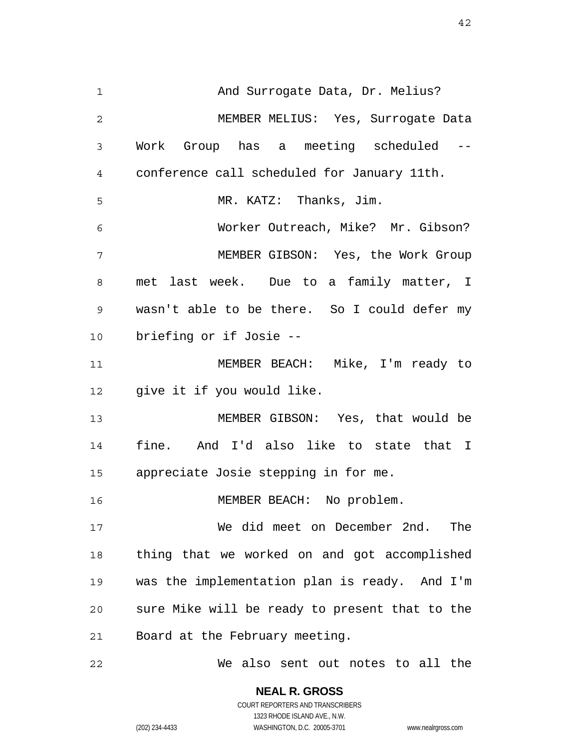And Surrogate Data, Dr. Melius?

MEMBER MELIUS: Yes, Surrogate Data Work Group has a meeting scheduled -- conference call scheduled for January 11th.

MR. KATZ: Thanks, Jim.

Worker Outreach, Mike? Mr. Gibson?

MEMBER GIBSON: Yes, the Work Group met last week. Due to a family matter, I wasn't able to be there. So I could defer my briefing or if Josie --

MEMBER BEACH: Mike, I'm ready to give it if you would like.

MEMBER GIBSON: Yes, that would be fine. And I'd also like to state that I appreciate Josie stepping in for me.

MEMBER BEACH: No problem.

We did meet on December 2nd. The thing that we worked on and got accomplished was the implementation plan is ready. And I'm sure Mike will be ready to present that to the Board at the February meeting.

We also sent out notes to all the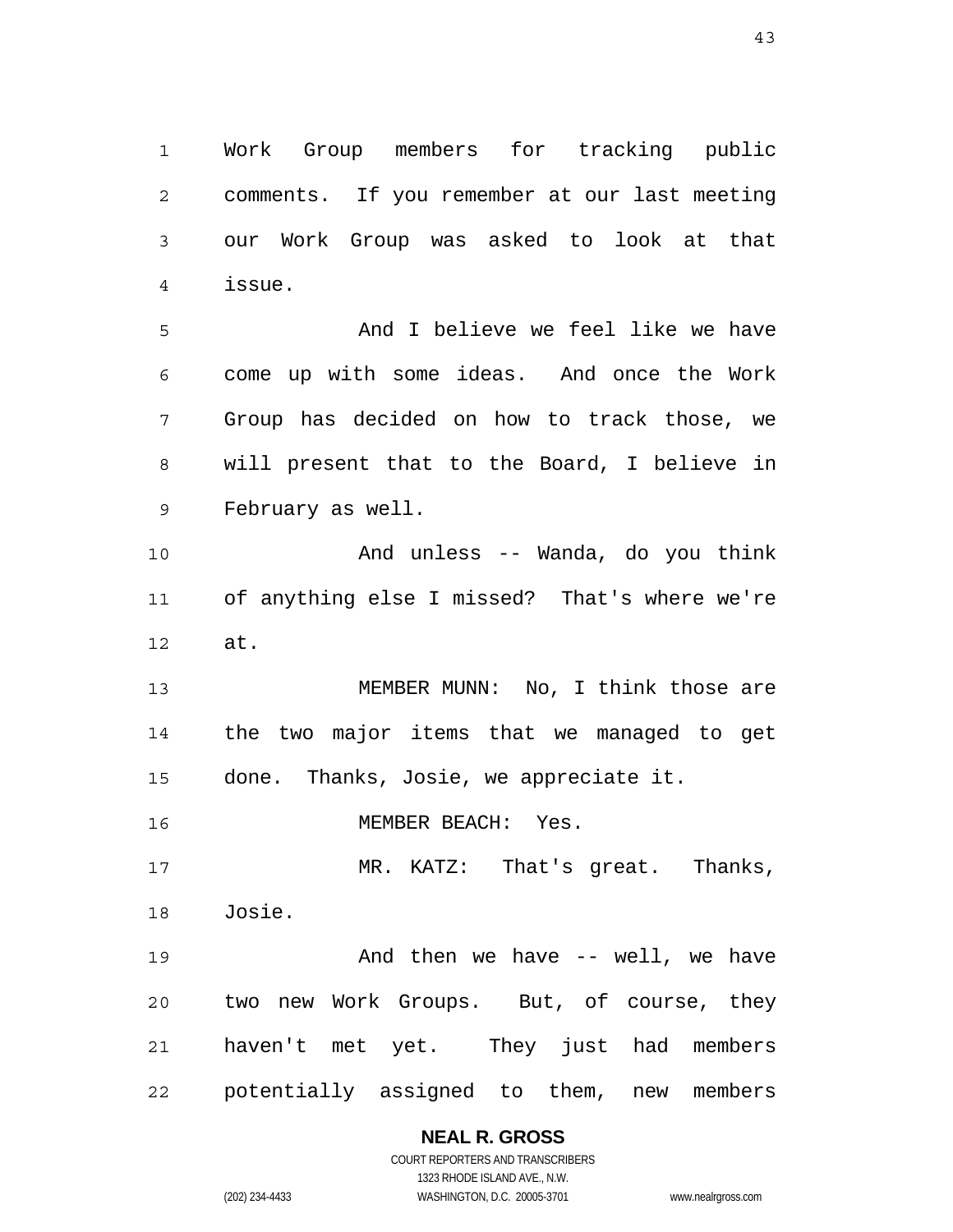Work Group members for tracking public comments. If you remember at our last meeting our Work Group was asked to look at that issue.

And I believe we feel like we have come up with some ideas. And once the Work Group has decided on how to track those, we will present that to the Board, I believe in February as well.

And unless -- Wanda, do you think of anything else I missed? That's where we're at.

MEMBER MUNN: No, I think those are the two major items that we managed to get done. Thanks, Josie, we appreciate it.

MEMBER BEACH: Yes.

MR. KATZ: That's great. Thanks, Josie.

And then we have -- well, we have two new Work Groups. But, of course, they haven't met yet. They just had members potentially assigned to them, new members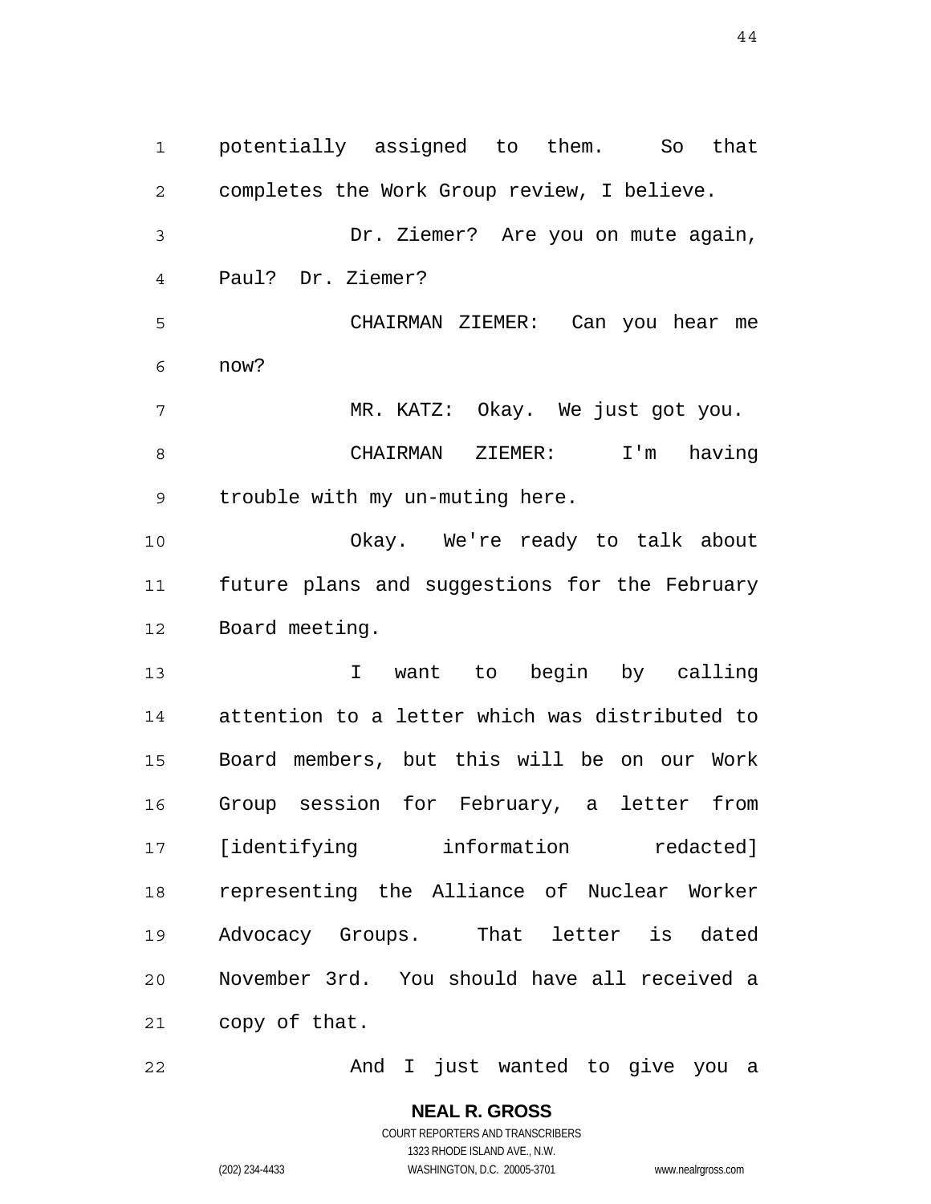potentially assigned to them. So that completes the Work Group review, I believe.

Dr. Ziemer? Are you on mute again, Paul? Dr. Ziemer?

CHAIRMAN ZIEMER: Can you hear me now?

MR. KATZ: Okay. We just got you.

CHAIRMAN ZIEMER: I'm having trouble with my un-muting here.

Okay. We're ready to talk about future plans and suggestions for the February Board meeting.

I want to begin by calling attention to a letter which was distributed to Board members, but this will be on our Work Group session for February, a letter from [identifying information redacted] representing the Alliance of Nuclear Worker Advocacy Groups. That letter is dated November 3rd. You should have all received a copy of that.

And I just wanted to give you a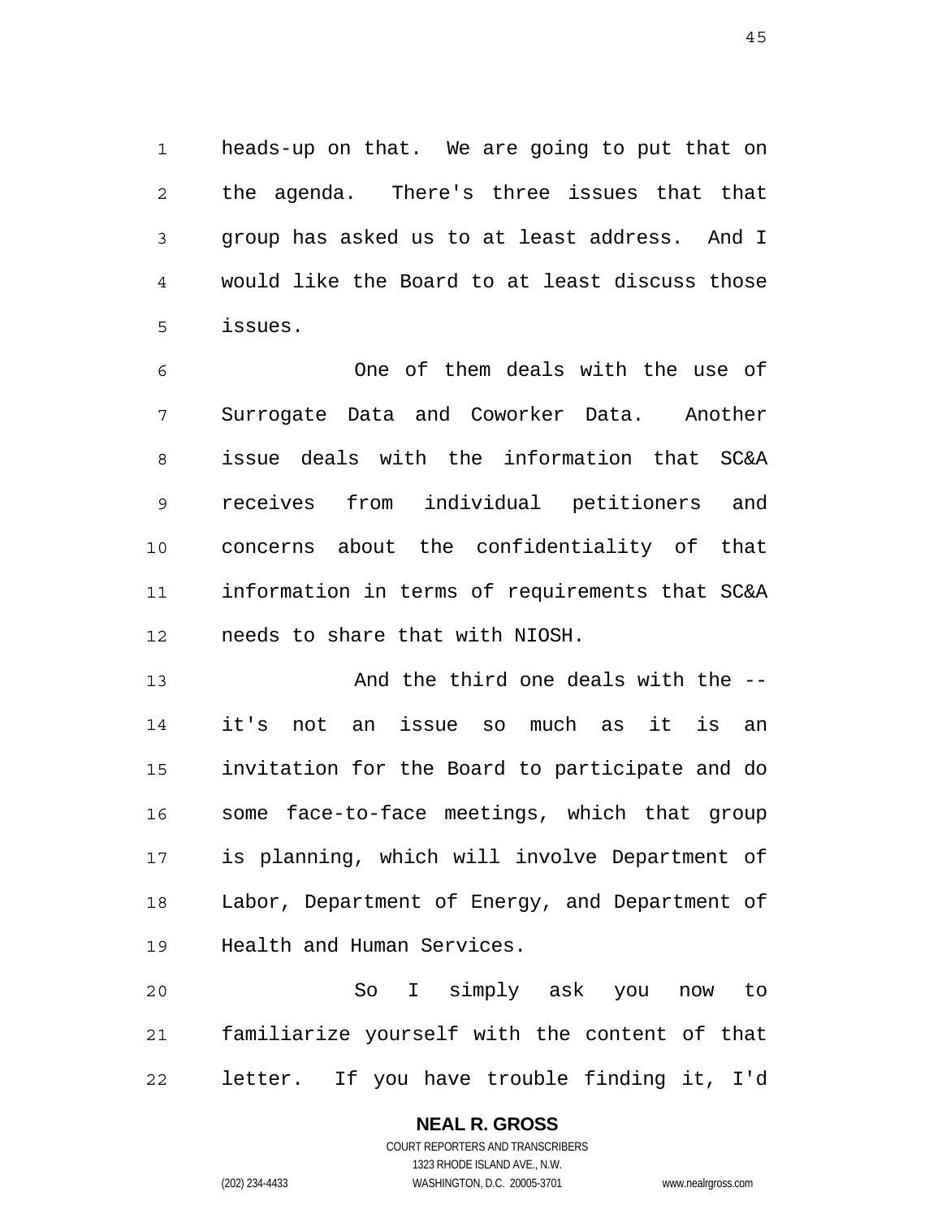heads-up on that. We are going to put that on the agenda. There's three issues that that group has asked us to at least address. And I would like the Board to at least discuss those issues.

One of them deals with the use of Surrogate Data and Coworker Data. Another issue deals with the information that SC&A receives from individual petitioners and concerns about the confidentiality of that information in terms of requirements that SC&A needs to share that with NIOSH.

And the third one deals with the -- it's not an issue so much as it is an invitation for the Board to participate and do some face-to-face meetings, which that group is planning, which will involve Department of Labor, Department of Energy, and Department of Health and Human Services.

So I simply ask you now to familiarize yourself with the content of that letter. If you have trouble finding it, I'd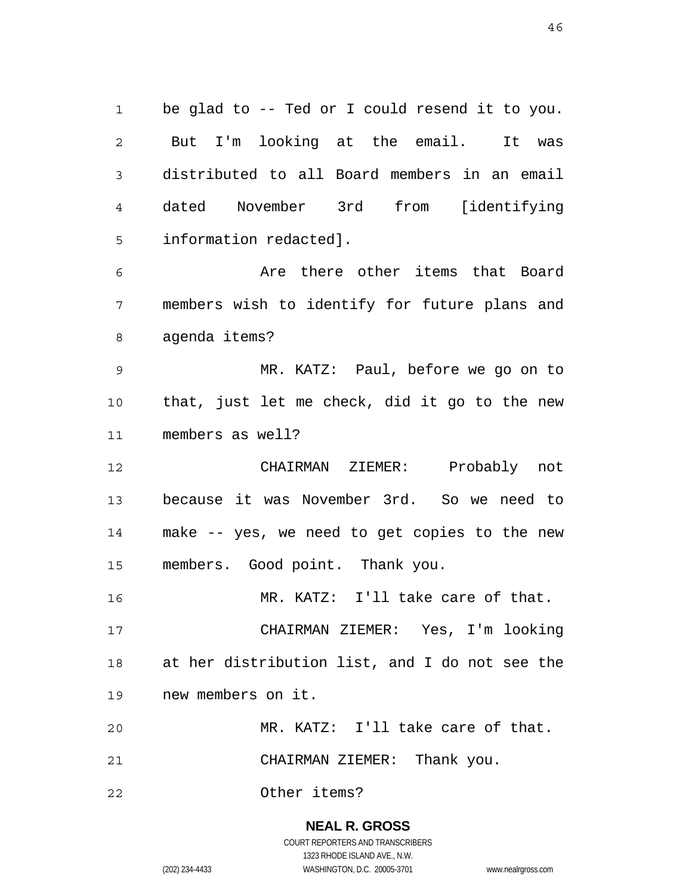be glad to -- Ted or I could resend it to you. But I'm looking at the email. It was distributed to all Board members in an email dated November 3rd from [identifying information redacted].

Are there other items that Board members wish to identify for future plans and agenda items?

MR. KATZ: Paul, before we go on to that, just let me check, did it go to the new members as well?

CHAIRMAN ZIEMER: Probably not because it was November 3rd. So we need to make -- yes, we need to get copies to the new members. Good point. Thank you.

MR. KATZ: I'll take care of that.

CHAIRMAN ZIEMER: Yes, I'm looking at her distribution list, and I do not see the new members on it.

MR. KATZ: I'll take care of that.

CHAIRMAN ZIEMER: Thank you.

Other items?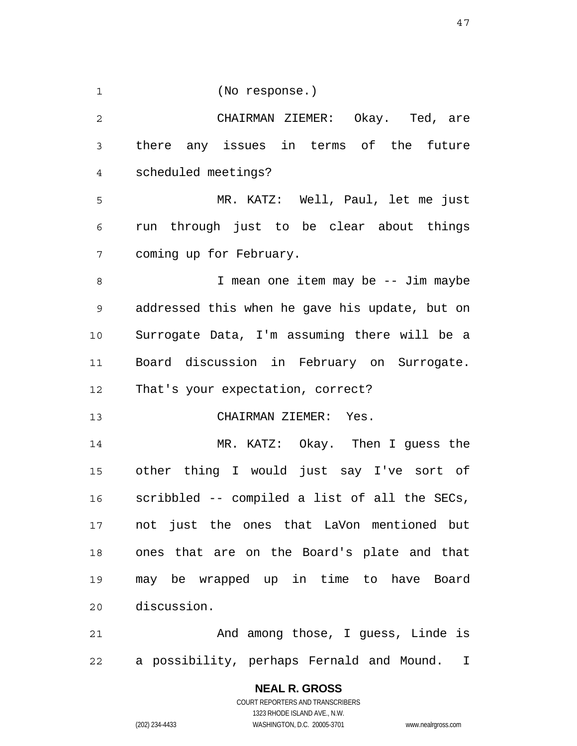(No response.)

CHAIRMAN ZIEMER: Okay. Ted, are there any issues in terms of the future scheduled meetings?

MR. KATZ: Well, Paul, let me just run through just to be clear about things coming up for February.

I mean one item may be -- Jim maybe addressed this when he gave his update, but on Surrogate Data, I'm assuming there will be a Board discussion in February on Surrogate. That's your expectation, correct?

CHAIRMAN ZIEMER: Yes.

MR. KATZ: Okay. Then I guess the other thing I would just say I've sort of scribbled -- compiled a list of all the SECs, not just the ones that LaVon mentioned but ones that are on the Board's plate and that may be wrapped up in time to have Board discussion.

And among those, I guess, Linde is a possibility, perhaps Fernald and Mound. I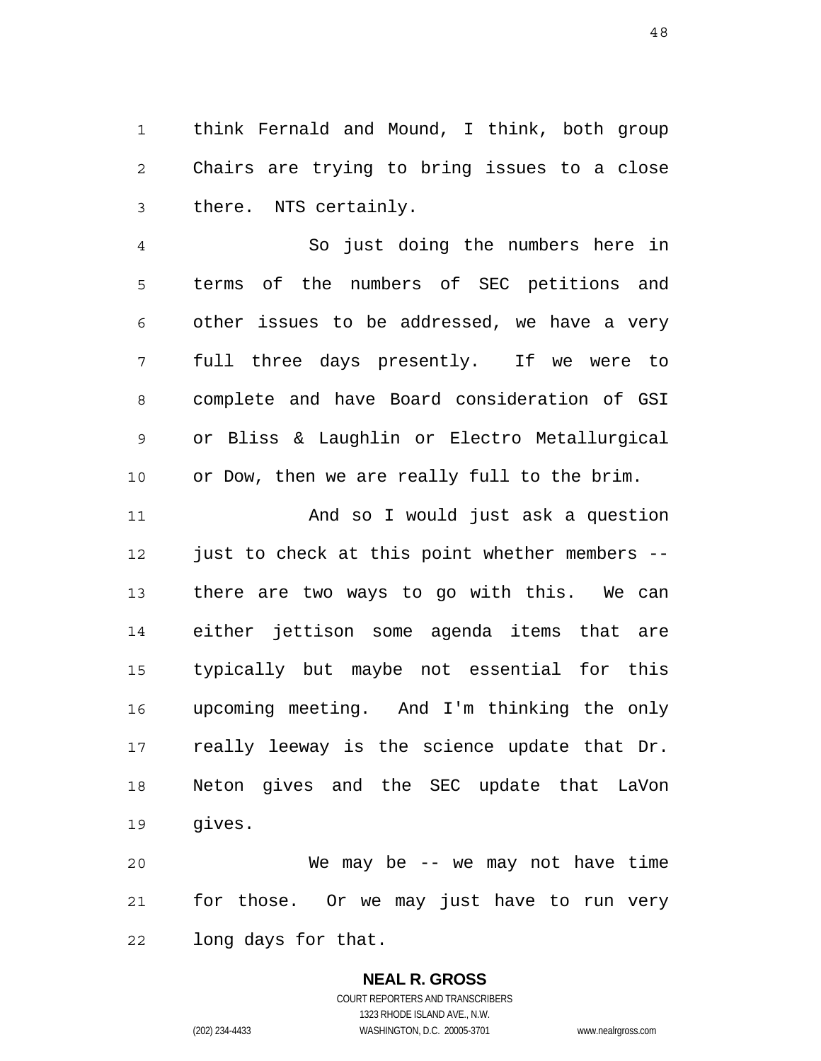think Fernald and Mound, I think, both group Chairs are trying to bring issues to a close there. NTS certainly.

So just doing the numbers here in terms of the numbers of SEC petitions and other issues to be addressed, we have a very full three days presently. If we were to complete and have Board consideration of GSI or Bliss & Laughlin or Electro Metallurgical or Dow, then we are really full to the brim.

And so I would just ask a question just to check at this point whether members -- there are two ways to go with this. We can either jettison some agenda items that are typically but maybe not essential for this upcoming meeting. And I'm thinking the only really leeway is the science update that Dr. Neton gives and the SEC update that LaVon gives.

We may be -- we may not have time for those. Or we may just have to run very long days for that.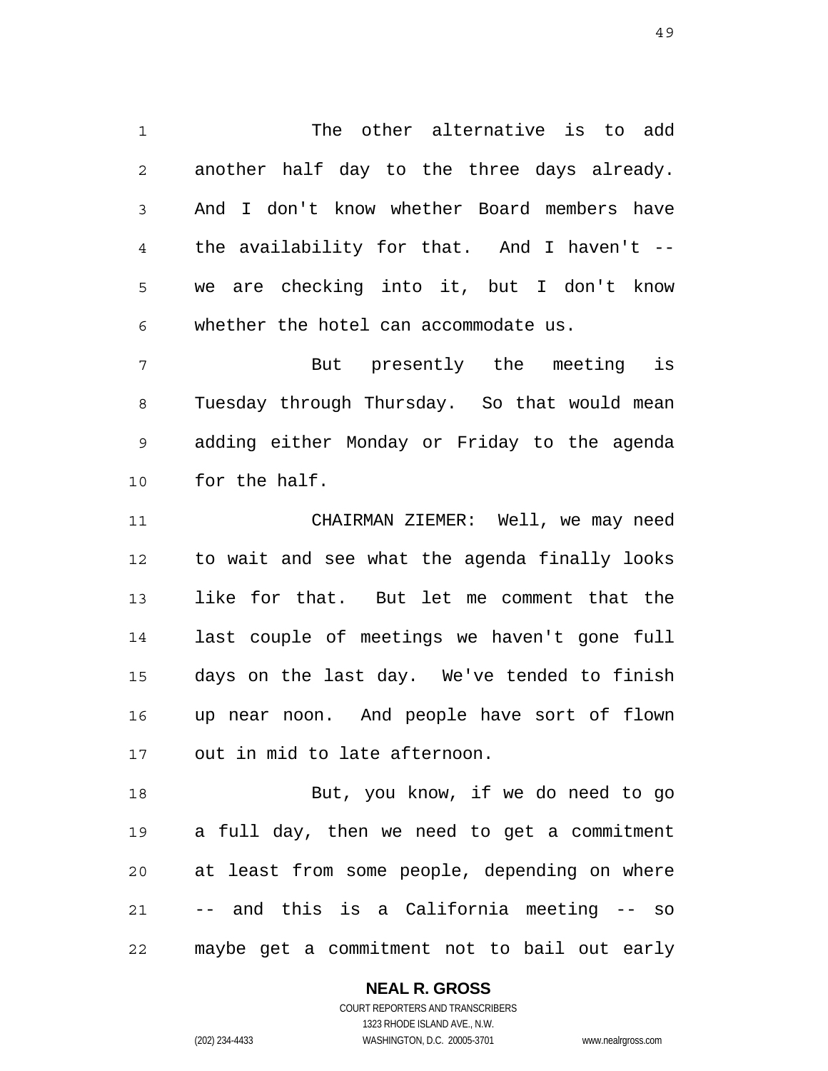The other alternative is to add another half day to the three days already. And I don't know whether Board members have the availability for that. And I haven't -- we are checking into it, but I don't know whether the hotel can accommodate us.

But presently the meeting is Tuesday through Thursday. So that would mean adding either Monday or Friday to the agenda for the half.

CHAIRMAN ZIEMER: Well, we may need to wait and see what the agenda finally looks like for that. But let me comment that the last couple of meetings we haven't gone full days on the last day. We've tended to finish up near noon. And people have sort of flown out in mid to late afternoon.

But, you know, if we do need to go a full day, then we need to get a commitment at least from some people, depending on where -- and this is a California meeting -- so maybe get a commitment not to bail out early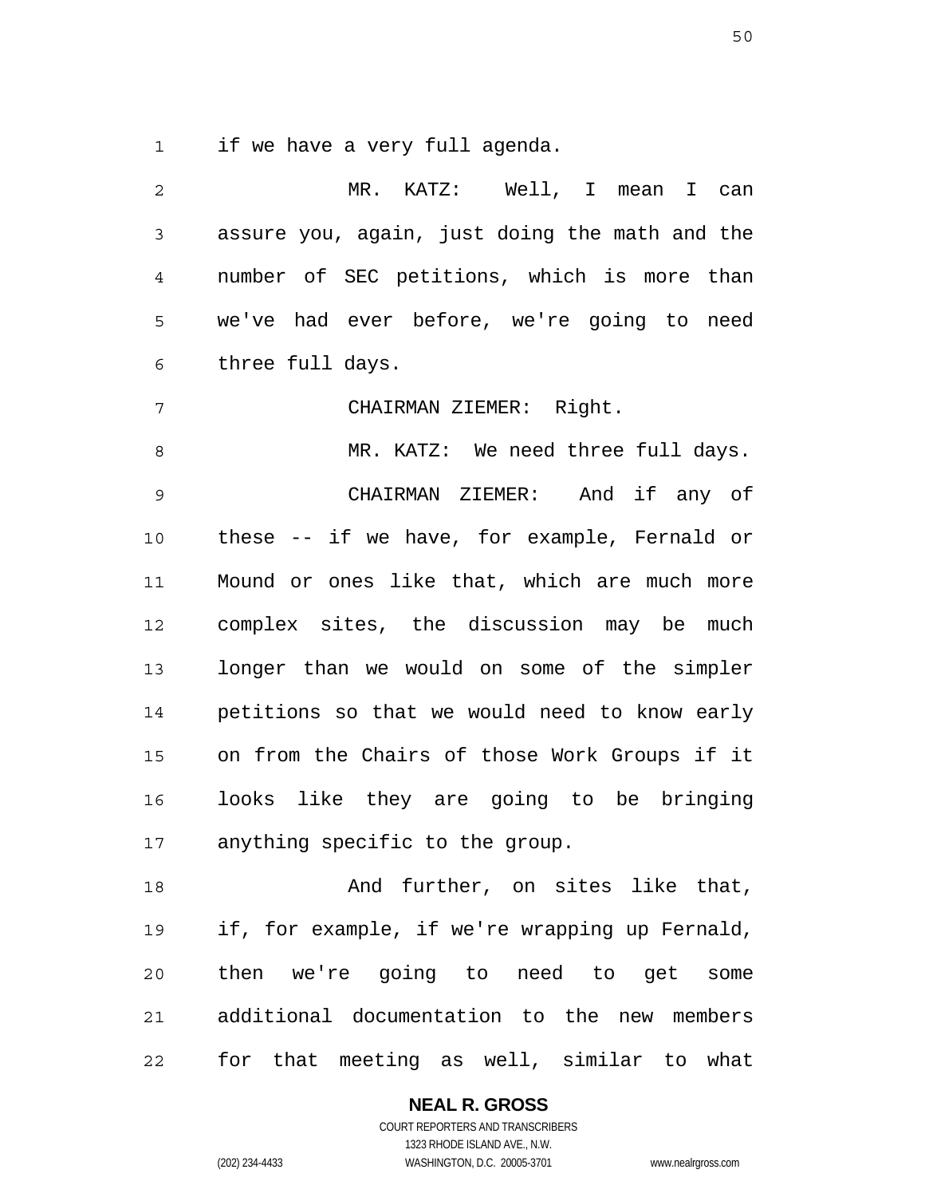if we have a very full agenda.

MR. KATZ: Well, I mean I can assure you, again, just doing the math and the number of SEC petitions, which is more than we've had ever before, we're going to need three full days.

CHAIRMAN ZIEMER: Right.

MR. KATZ: We need three full days.

CHAIRMAN ZIEMER: And if any of these -- if we have, for example, Fernald or Mound or ones like that, which are much more complex sites, the discussion may be much longer than we would on some of the simpler petitions so that we would need to know early on from the Chairs of those Work Groups if it looks like they are going to be bringing anything specific to the group.

And further, on sites like that, if, for example, if we're wrapping up Fernald, then we're going to need to get some additional documentation to the new members for that meeting as well, similar to what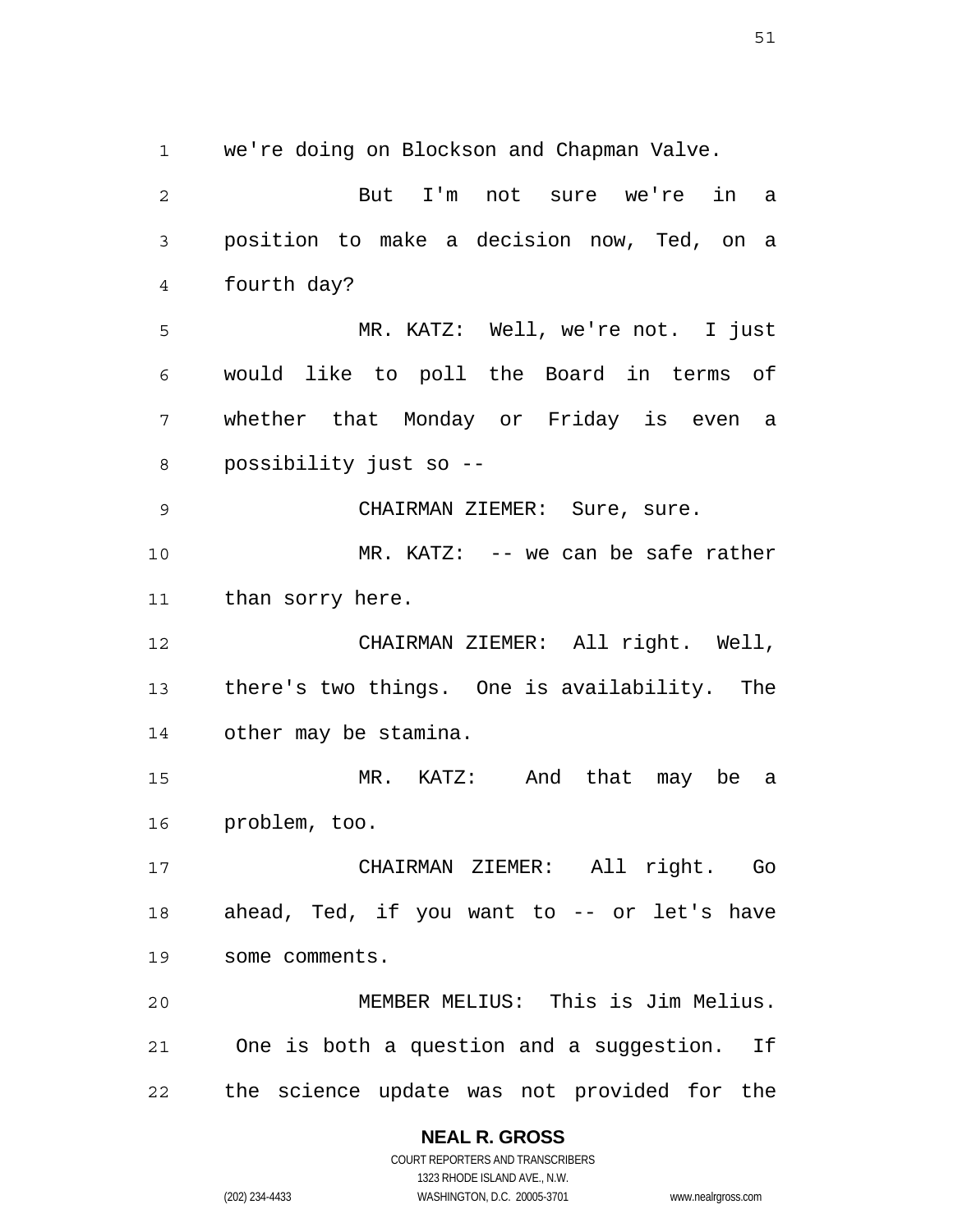we're doing on Blockson and Chapman Valve.

But I'm not sure we're in a position to make a decision now, Ted, on a fourth day?

MR. KATZ: Well, we're not. I just would like to poll the Board in terms of whether that Monday or Friday is even a possibility just so --

CHAIRMAN ZIEMER: Sure, sure.

MR. KATZ: -- we can be safe rather than sorry here.

CHAIRMAN ZIEMER: All right. Well, there's two things. One is availability. The other may be stamina.

MR. KATZ: And that may be a problem, too.

CHAIRMAN ZIEMER: All right. Go ahead, Ted, if you want to -- or let's have some comments.

MEMBER MELIUS: This is Jim Melius. One is both a question and a suggestion. If the science update was not provided for the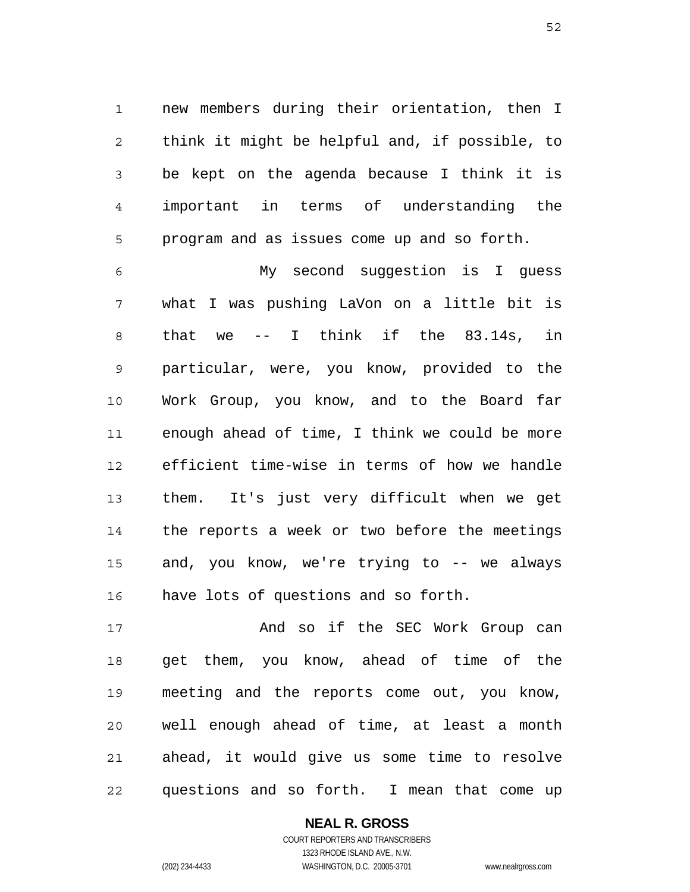new members during their orientation, then I think it might be helpful and, if possible, to be kept on the agenda because I think it is important in terms of understanding the program and as issues come up and so forth.

My second suggestion is I guess what I was pushing LaVon on a little bit is that we -- I think if the 83.14s, in particular, were, you know, provided to the Work Group, you know, and to the Board far enough ahead of time, I think we could be more efficient time-wise in terms of how we handle them. It's just very difficult when we get the reports a week or two before the meetings and, you know, we're trying to -- we always have lots of questions and so forth.

And so if the SEC Work Group can get them, you know, ahead of time of the meeting and the reports come out, you know, well enough ahead of time, at least a month ahead, it would give us some time to resolve questions and so forth. I mean that come up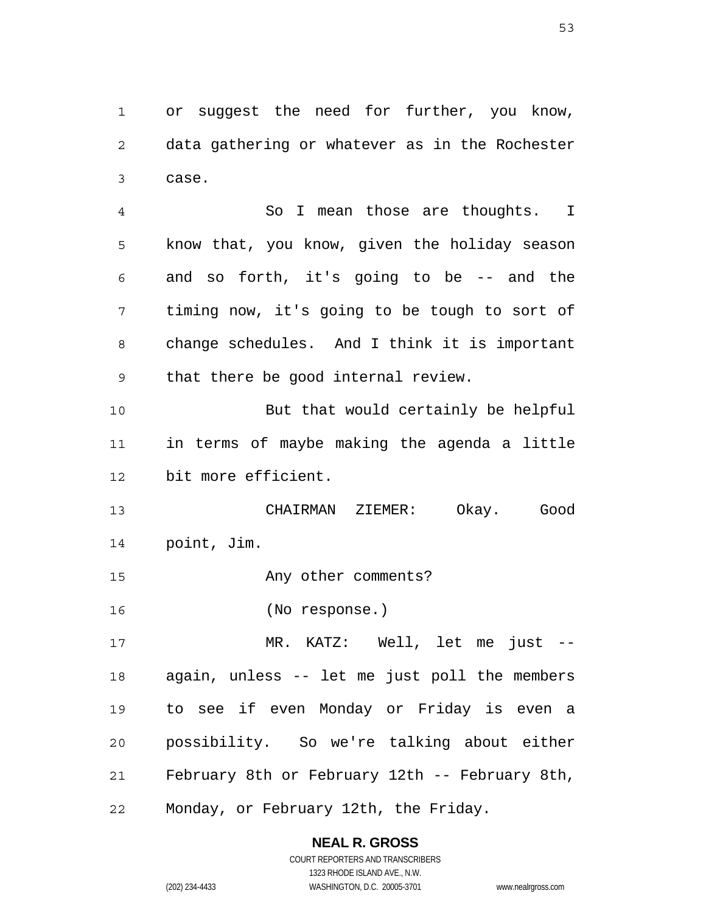or suggest the need for further, you know, data gathering or whatever as in the Rochester case.

So I mean those are thoughts. I know that, you know, given the holiday season and so forth, it's going to be -- and the timing now, it's going to be tough to sort of change schedules. And I think it is important that there be good internal review.

But that would certainly be helpful in terms of maybe making the agenda a little bit more efficient.

CHAIRMAN ZIEMER: Okay. Good point, Jim.

Any other comments?

(No response.)

MR. KATZ: Well, let me just -- again, unless -- let me just poll the members to see if even Monday or Friday is even a possibility. So we're talking about either February 8th or February 12th -- February 8th, Monday, or February 12th, the Friday.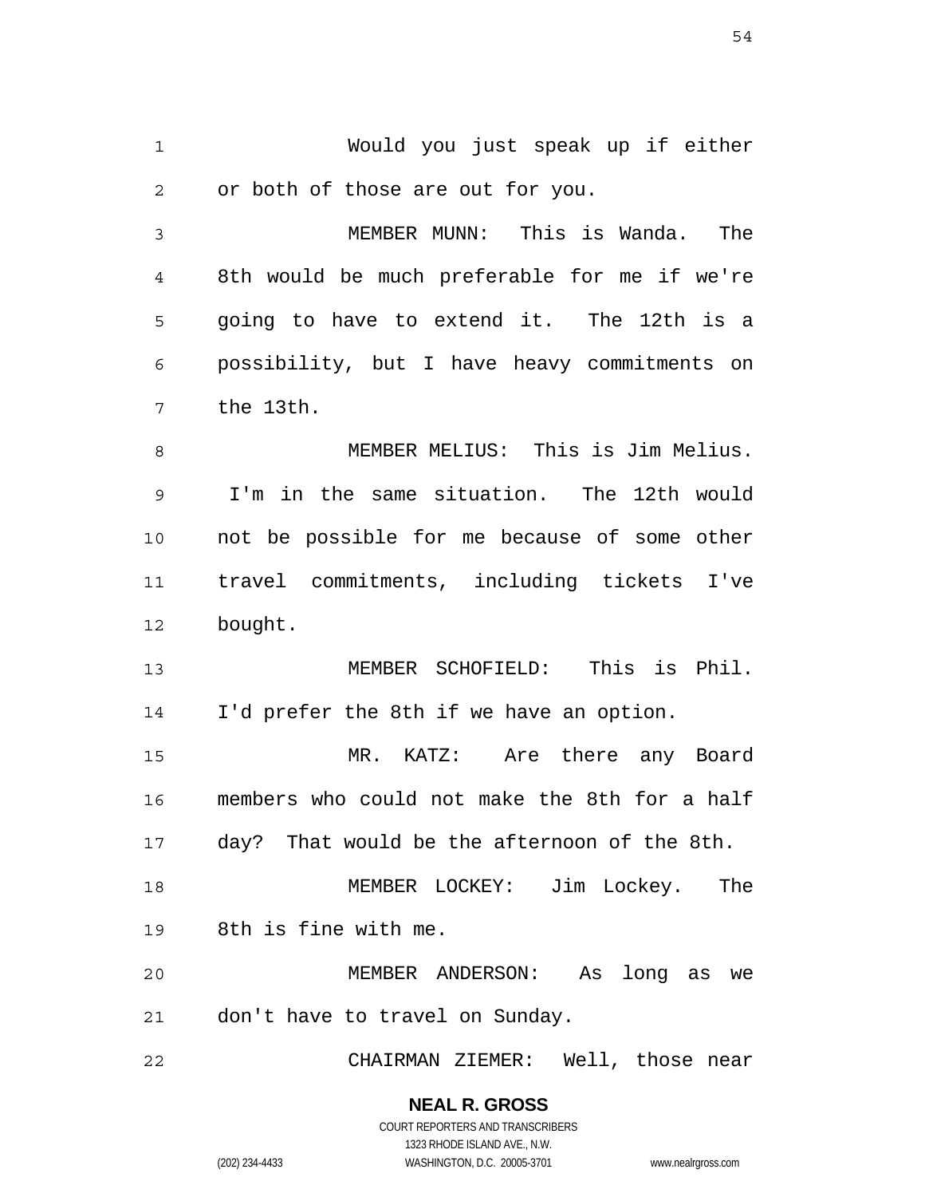Would you just speak up if either or both of those are out for you.

MEMBER MUNN: This is Wanda. The 8th would be much preferable for me if we're going to have to extend it. The 12th is a possibility, but I have heavy commitments on the 13th.

MEMBER MELIUS: This is Jim Melius. I'm in the same situation. The 12th would not be possible for me because of some other travel commitments, including tickets I've bought.

MEMBER SCHOFIELD: This is Phil. I'd prefer the 8th if we have an option.

MR. KATZ: Are there any Board members who could not make the 8th for a half day? That would be the afternoon of the 8th.

MEMBER LOCKEY: Jim Lockey. The 8th is fine with me.

MEMBER ANDERSON: As long as we don't have to travel on Sunday.

CHAIRMAN ZIEMER: Well, those near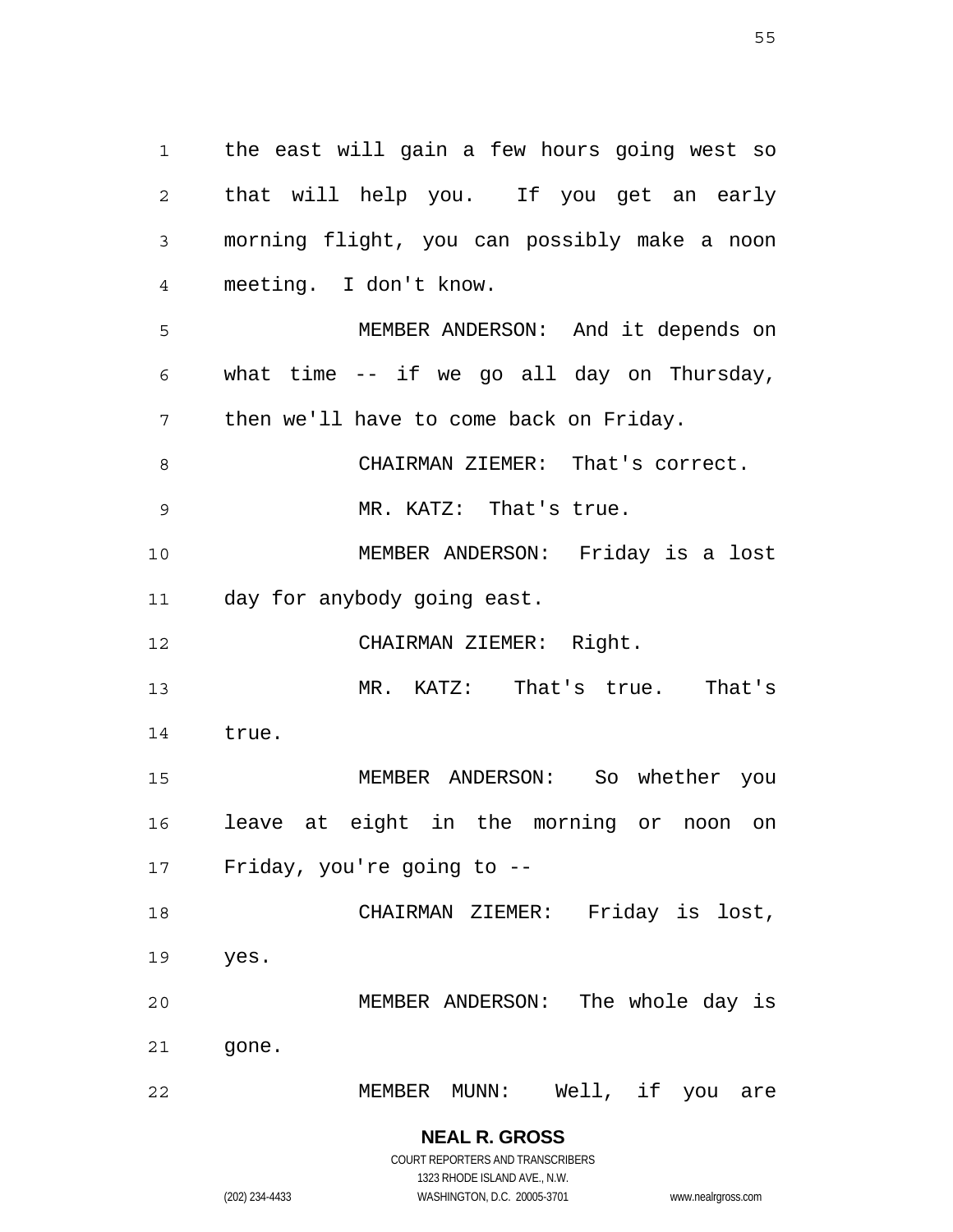the east will gain a few hours going west so that will help you. If you get an early morning flight, you can possibly make a noon meeting. I don't know.

MEMBER ANDERSON: And it depends on what time -- if we go all day on Thursday, then we'll have to come back on Friday.

CHAIRMAN ZIEMER: That's correct.

MR. KATZ: That's true.

MEMBER ANDERSON: Friday is a lost day for anybody going east.

CHAIRMAN ZIEMER: Right.

MR. KATZ: That's true. That's true.

MEMBER ANDERSON: So whether you leave at eight in the morning or noon on Friday, you're going to --

CHAIRMAN ZIEMER: Friday is lost, yes.

MEMBER ANDERSON: The whole day is gone.

MEMBER MUNN: Well, if you are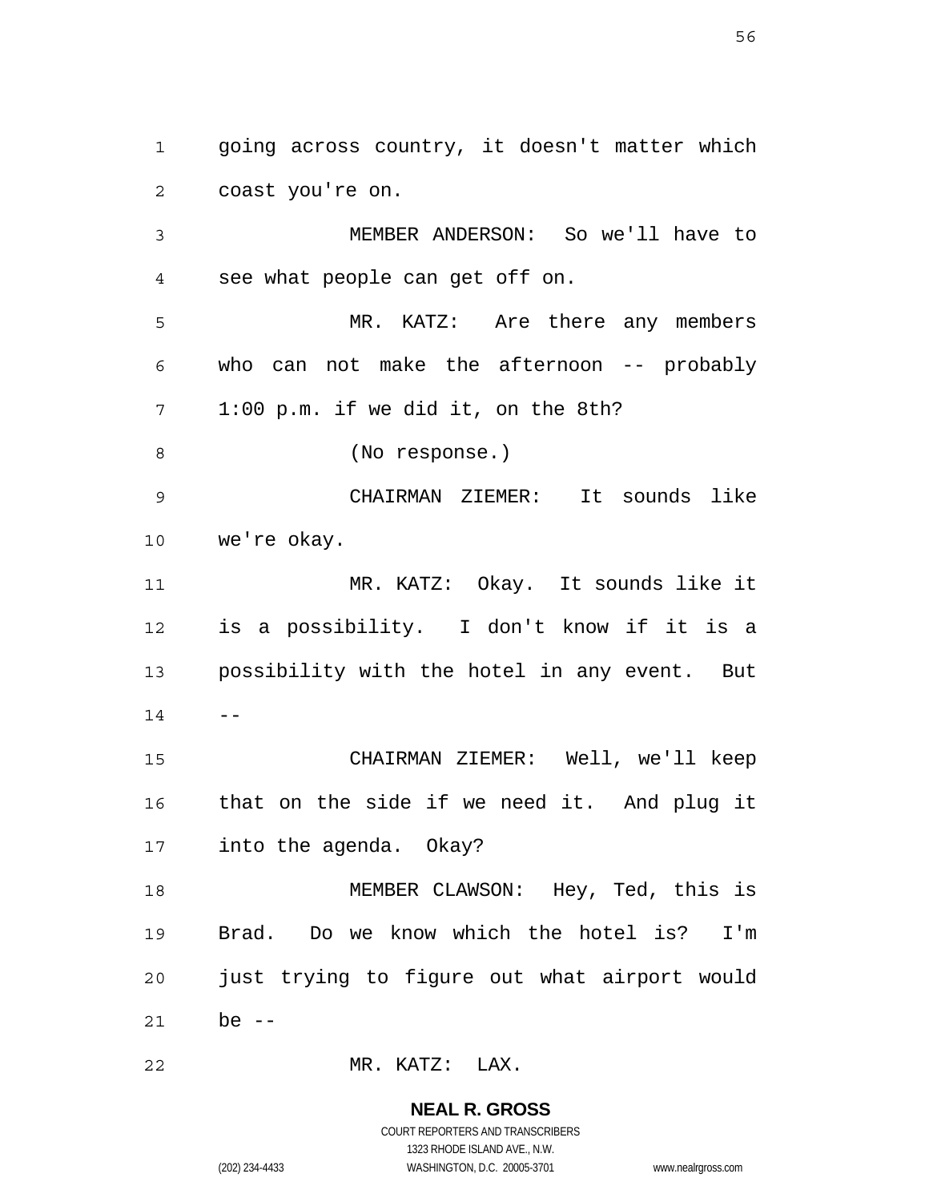going across country, it doesn't matter which coast you're on.

MEMBER ANDERSON: So we'll have to see what people can get off on.

MR. KATZ: Are there any members who can not make the afternoon -- probably 1:00 p.m. if we did it, on the 8th?

(No response.)

CHAIRMAN ZIEMER: It sounds like we're okay.

MR. KATZ: Okay. It sounds like it is a possibility. I don't know if it is a possibility with the hotel in any event. But --

CHAIRMAN ZIEMER: Well, we'll keep that on the side if we need it. And plug it into the agenda. Okay?

MEMBER CLAWSON: Hey, Ted, this is Brad. Do we know which the hotel is? I'm just trying to figure out what airport would be --

MR. KATZ: LAX.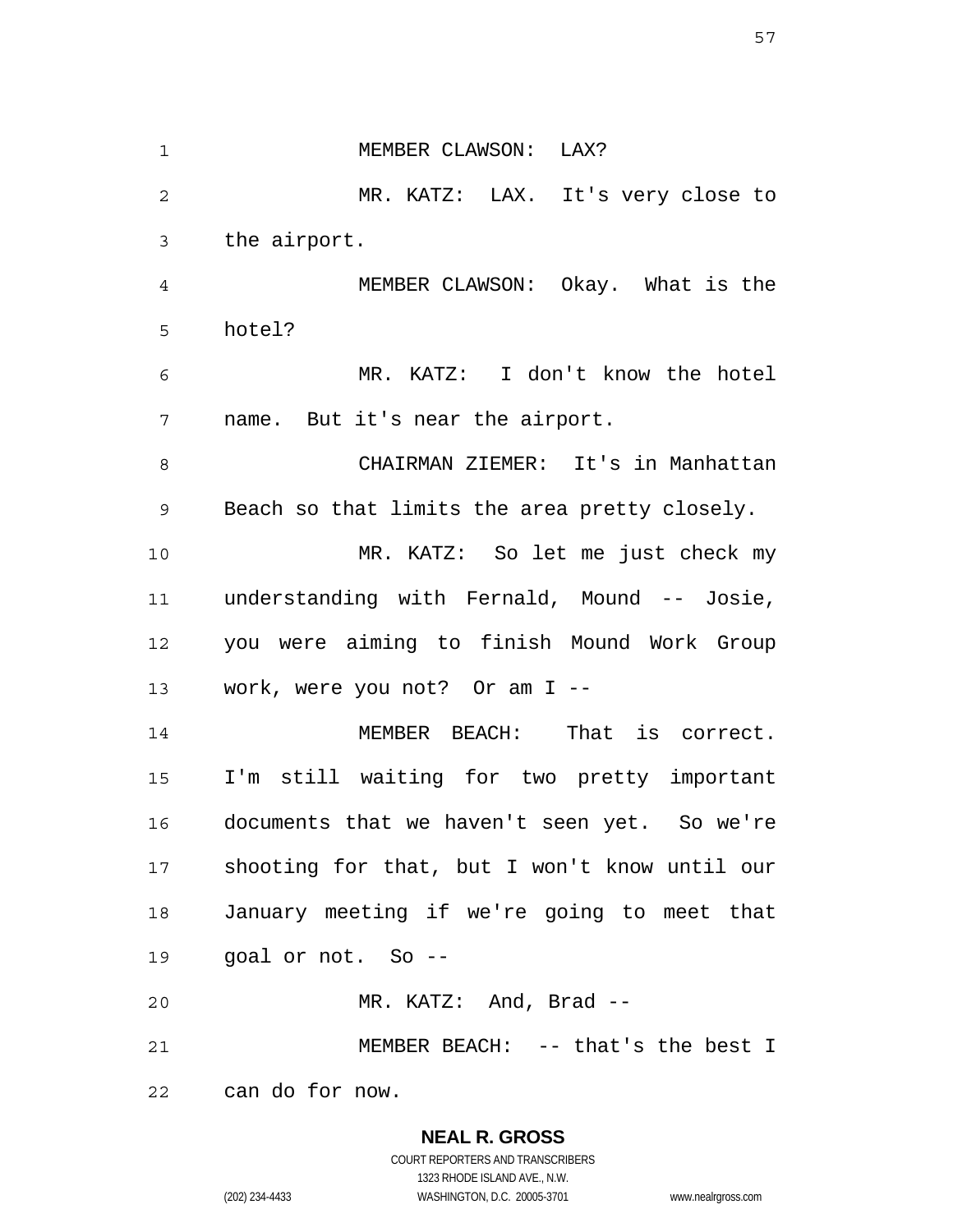MEMBER CLAWSON: LAX?

MR. KATZ: LAX. It's very close to the airport.

MEMBER CLAWSON: Okay. What is the hotel?

MR. KATZ: I don't know the hotel name. But it's near the airport.

CHAIRMAN ZIEMER: It's in Manhattan Beach so that limits the area pretty closely.

MR. KATZ: So let me just check my understanding with Fernald, Mound -- Josie, you were aiming to finish Mound Work Group work, were you not? Or am I --

MEMBER BEACH: That is correct. I'm still waiting for two pretty important documents that we haven't seen yet. So we're shooting for that, but I won't know until our January meeting if we're going to meet that goal or not. So --

MR. KATZ: And, Brad --

MEMBER BEACH: -- that's the best I can do for now.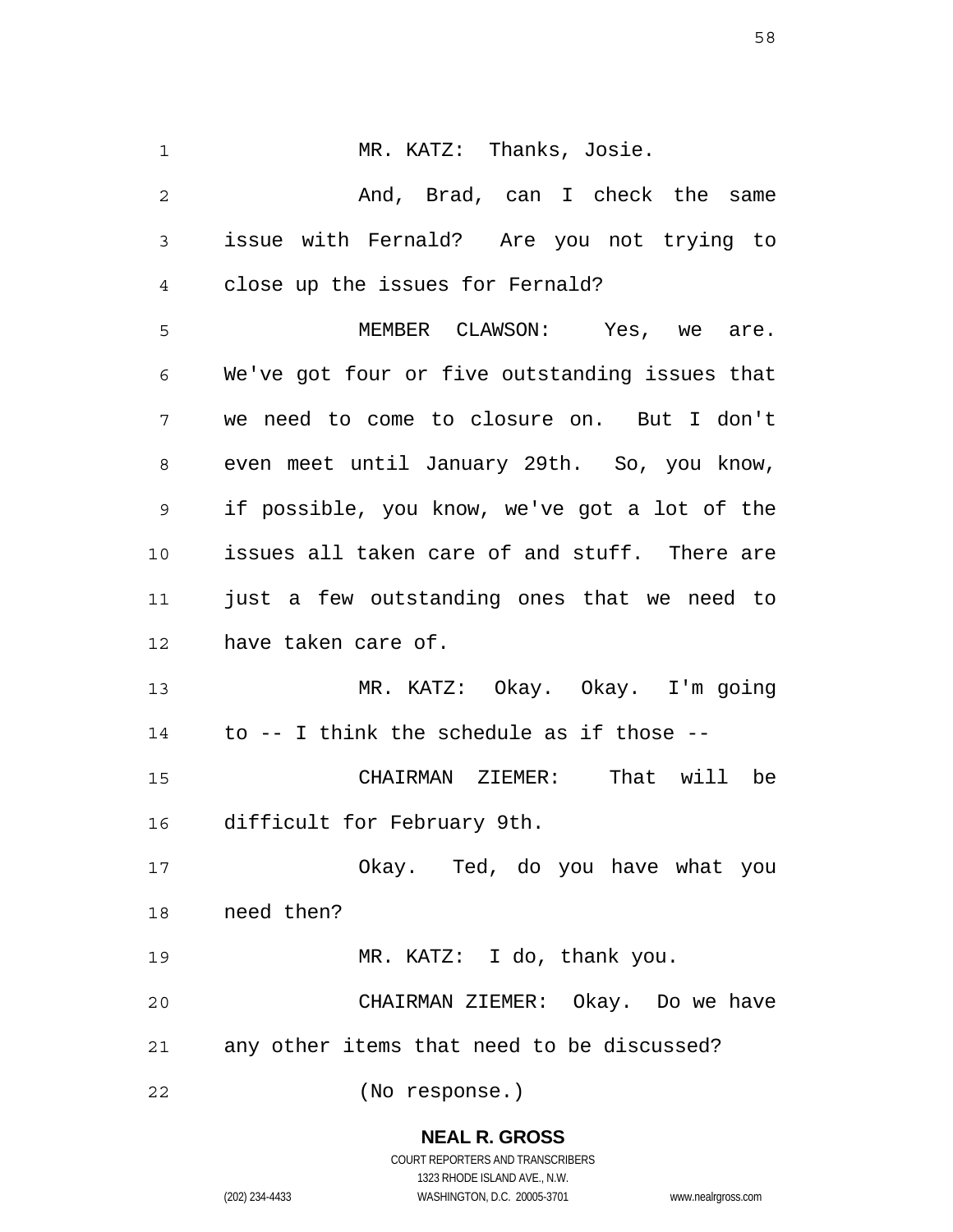MR. KATZ: Thanks, Josie.

And, Brad, can I check the same issue with Fernald? Are you not trying to close up the issues for Fernald?

MEMBER CLAWSON: Yes, we are. We've got four or five outstanding issues that we need to come to closure on. But I don't even meet until January 29th. So, you know, if possible, you know, we've got a lot of the issues all taken care of and stuff. There are just a few outstanding ones that we need to have taken care of.

MR. KATZ: Okay. Okay. I'm going to -- I think the schedule as if those --

CHAIRMAN ZIEMER: That will be difficult for February 9th.

Okay. Ted, do you have what you need then?

MR. KATZ: I do, thank you.

CHAIRMAN ZIEMER: Okay. Do we have any other items that need to be discussed?

(No response.)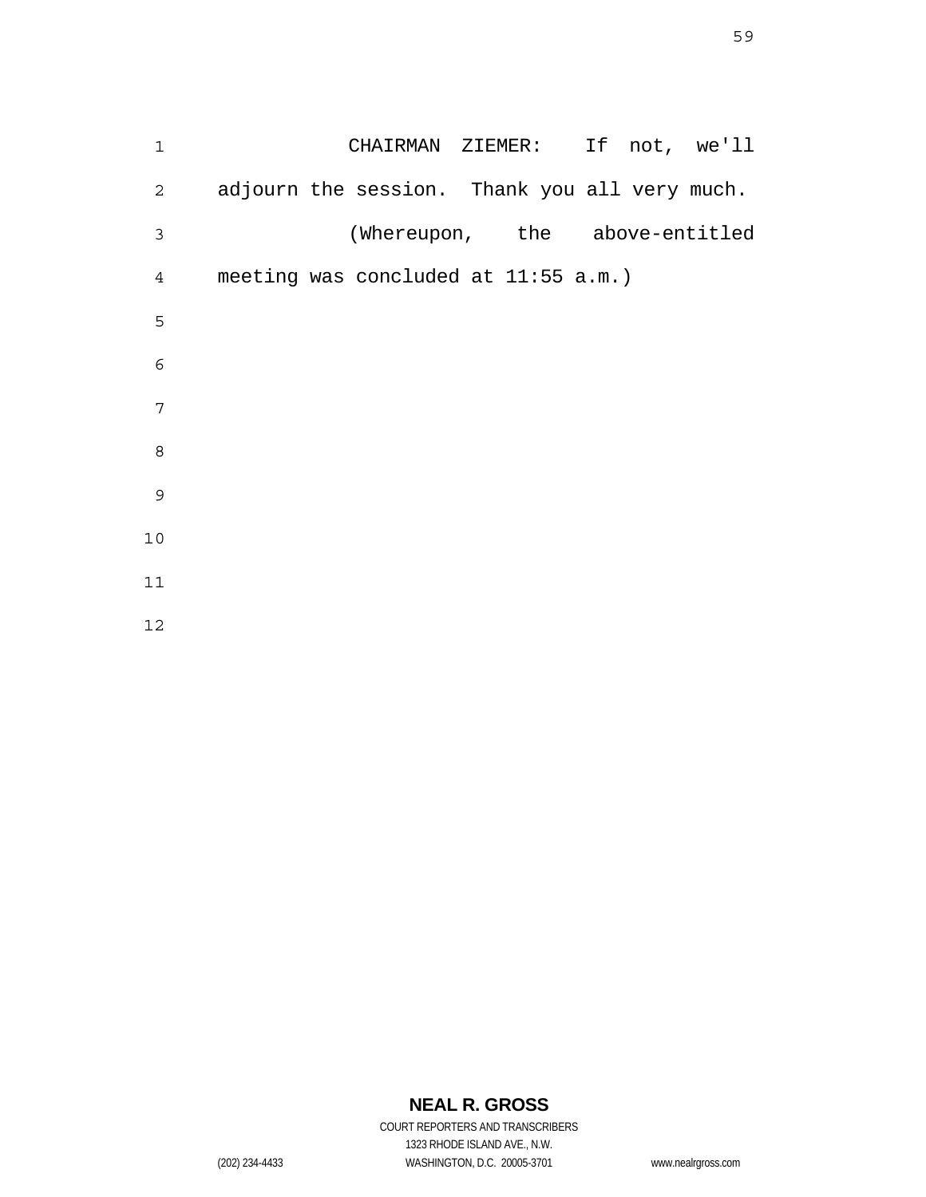CHAIRMAN ZIEMER: If not, we'll adjourn the session. Thank you all very much.

(Whereupon, the above-entitled meeting was concluded at 11:55 a.m.)